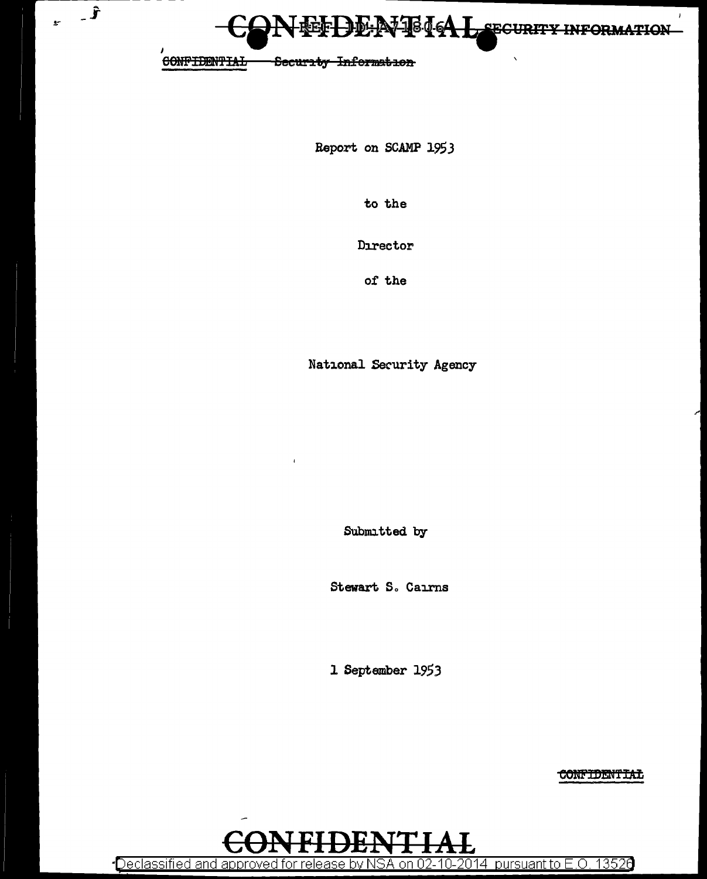CONFIDENTIAL SECURITY INFORMATION

CONFIDENTIAL Security Information

# Report on SCAMP 1953

to the

Director

of the

National Security Agency

Submitted by

Stewart S. Cairns

1 September 1953

CONFIDENTIAL

CONFIDENTIAL

Declassified and approved for release by NSA on 02-10-2014 pursuant to E.O. 13526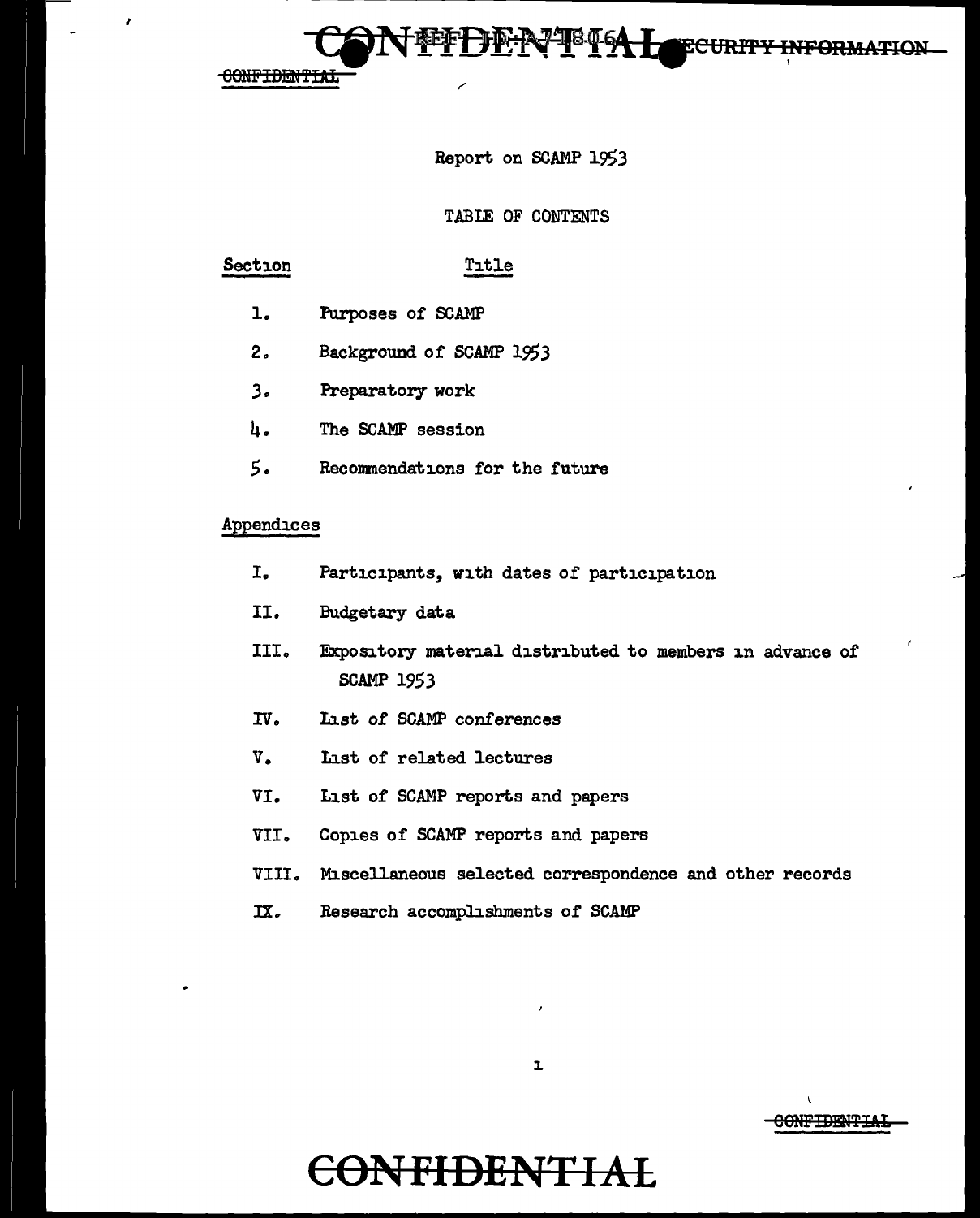Report on SCAMP 1953

TABLE OF CONTENTS

| Section | Title |
|---|---|
| 1. | Purposes of SCAMP |
| 2. | Background of SCAMP 1953 |
| 3. | Preparatory work |
| 4. | The SCAMP session |
| 5. | Recommendations for the future |

Appendices

| | |
|---|---|
| I. | Participants, with dates of participation |
| II. | Budgetary data |
| III. | Expository material distributed to members in advance of SCAMP 1953 |
| IV. | List of SCAMP conferences |
| V. | List of related lectures |
| VI. | List of SCAMP reports and papers |
| VII. | Copies of SCAMP reports and papers |
| VIII. | Miscellaneous selected correspondence and other records |
| IX. | Research accomplishments of SCAMP |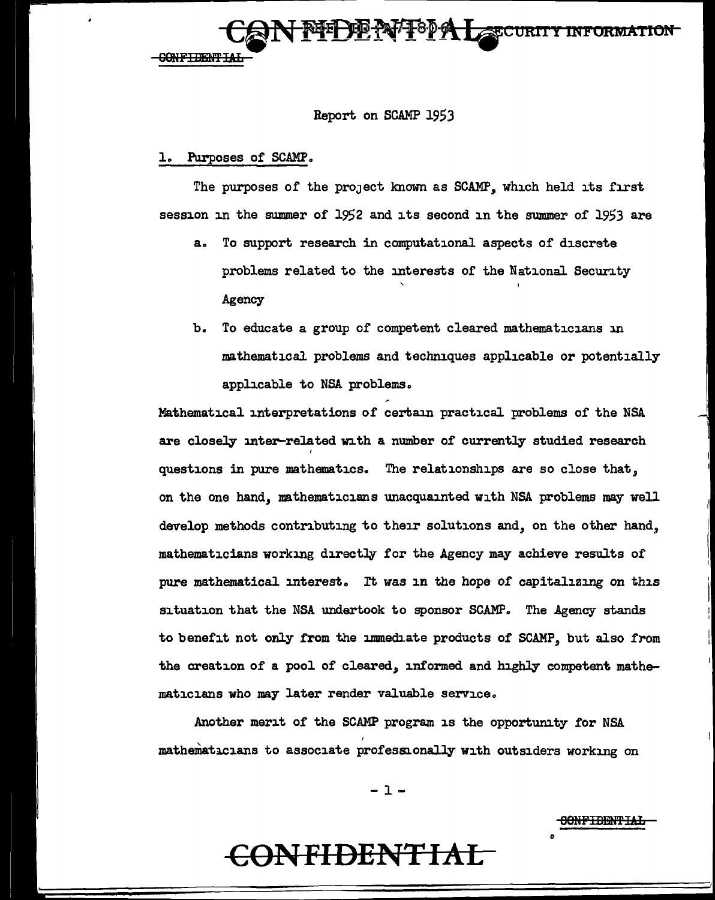Report on SCAMP 1953

## 1. Purposes of SCAMP.

The purposes of the project known as SCAMP, which held its first session in the summer of 1952 and its second in the summer of 1953 are

a. To support research in computational aspects of discrete problems related to the interests of the National Security Agency

b. To educate a group of competent cleared mathematicians in mathematical problems and techniques applicable or potentially applicable to NSA problems.

Mathematical interpretations of certain practical problems of the NSA are closely inter-related with a number of currently studied research questions in pure mathematics. The relationships are so close that, on the one hand, mathematicians unacquainted with NSA problems may well develop methods contributing to their solutions and, on the other hand, mathematicians working directly for the Agency may achieve results of pure mathematical interest. It was in the hope of capitalizing on this situation that the NSA undertook to sponsor SCAMP. The Agency stands to benefit not only from the immediate products of SCAMP, but also from the creation of a pool of cleared, informed and highly competent mathematicians who may later render valuable service.

Another merit of the SCAMP program is the opportunity for NSA mathematicians to associate professionally with outsiders working on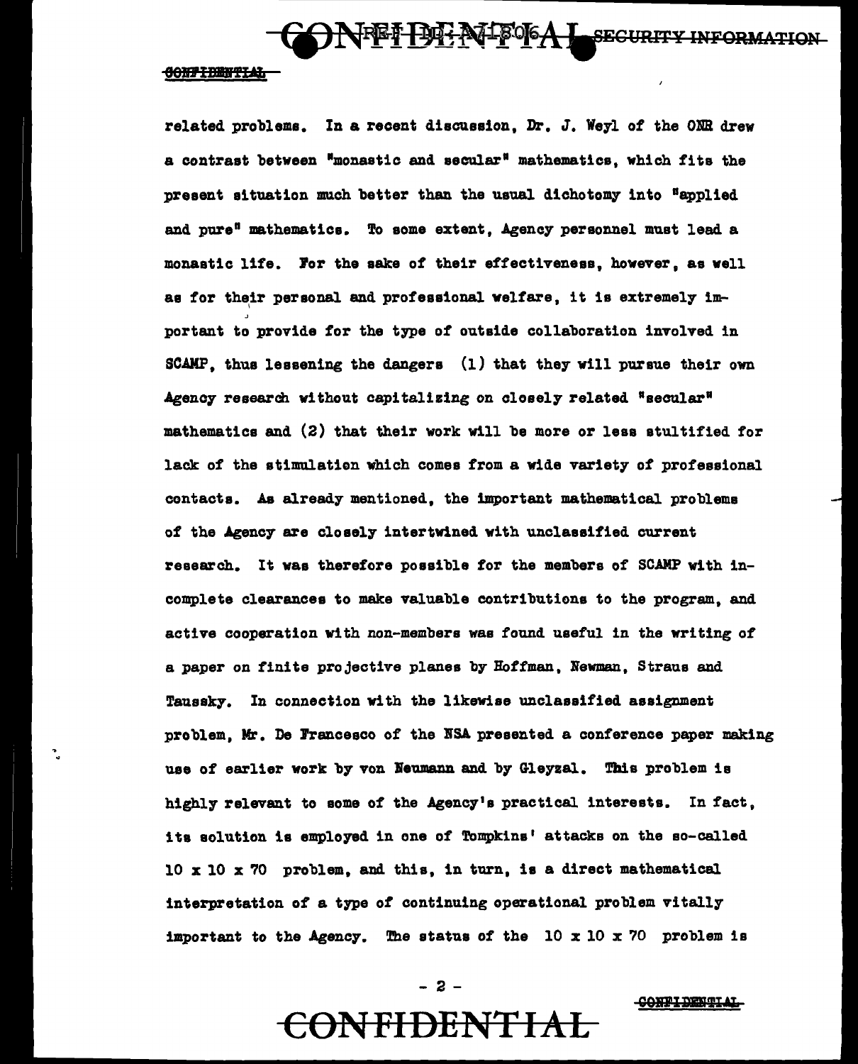related problems. In a recent discussion, Dr. J. Weyl of the ONR drew a contrast between "monastic and secular" mathematics, which fits the present situation much better than the usual dichotomy into "applied and pure" mathematics. To some extent, Agency personnel must lead a monastic life. For the sake of their effectiveness, however, as well as for their personal and professional welfare, it is extremely important to provide for the type of outside collaboration involved in SCAMP, thus lessening the dangers (1) that they will pursue their own Agency research without capitalizing on closely related "secular" mathematics and (2) that their work will be more or less stultified for lack of the stimulation which comes from a wide variety of professional contacts. As already mentioned, the important mathematical problems of the Agency are closely intertwined with unclassified current research. It was therefore possible for the members of SCAMP with incomplete clearances to make valuable contributions to the program, and active cooperation with non-members was found useful in the writing of a paper on finite projective planes by Hoffman, Newman, Straus and Taussky. In connection with the likewise unclassified assignment problem, Mr. De Francesco of the NSA presented a conference paper making use of earlier work by von Neumann and by Gleyzal. This problem is highly relevant to some of the Agency's practical interests. In fact, its solution is employed in one of Tompkins' attacks on the so-called 10 x 10 x 70 problem, and this, in turn, is a direct mathematical interpretation of a type of continuing operational problem vitally important to the Agency. The status of the 10 x 10 x 70 problem is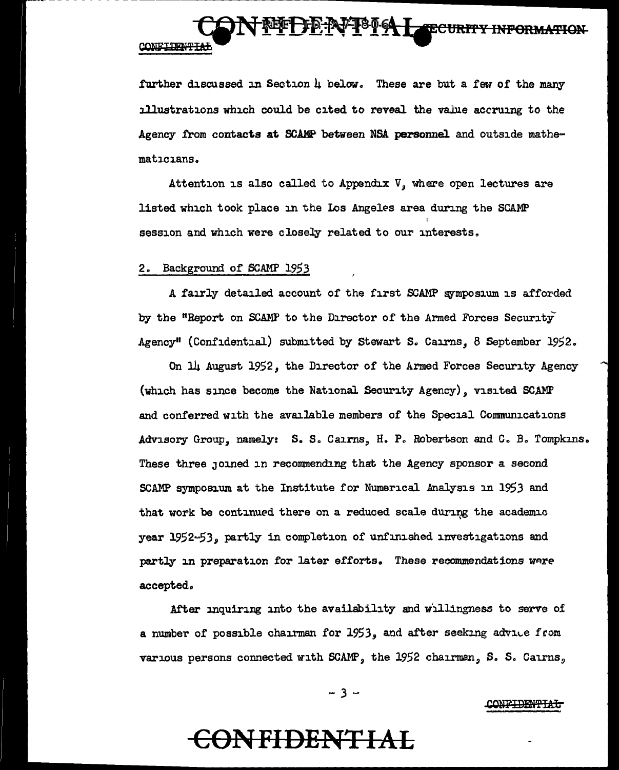further discussed in Section 4 below. These are but a few of the many illustrations which could be cited to reveal the value accruing to the Agency from contacts at SCAMP between NSA personnel and outside mathematicians.

Attention is also called to Appendix V, where open lectures are listed which took place in the Los Angeles area during the SCAMP session and which were closely related to our interests.

## 2. Background of SCAMP 1953

A fairly detailed account of the first SCAMP symposium is afforded by the "Report on SCAMP to the Director of the Armed Forces Security Agency" (Confidential) submitted by Stewart S. Cairns, 8 September 1952.

On 14 August 1952, the Director of the Armed Forces Security Agency (which has since become the National Security Agency), visited SCAMP and conferred with the available members of the Special Communications Advisory Group, namely: S. S. Cairns, H. P. Robertson and C. B. Tompkins. These three joined in recommending that the Agency sponsor a second SCAMP symposium at the Institute for Numerical Analysis in 1953 and that work be continued there on a reduced scale during the academic year 1952-53, partly in completion of unfinished investigations and partly in preparation for later efforts. These recommendations were accepted.

After inquiring into the availability and willingness to serve of a number of possible chairman for 1953, and after seeking advice from various persons connected with SCAMP, the 1952 chairman, S. S. Cairns,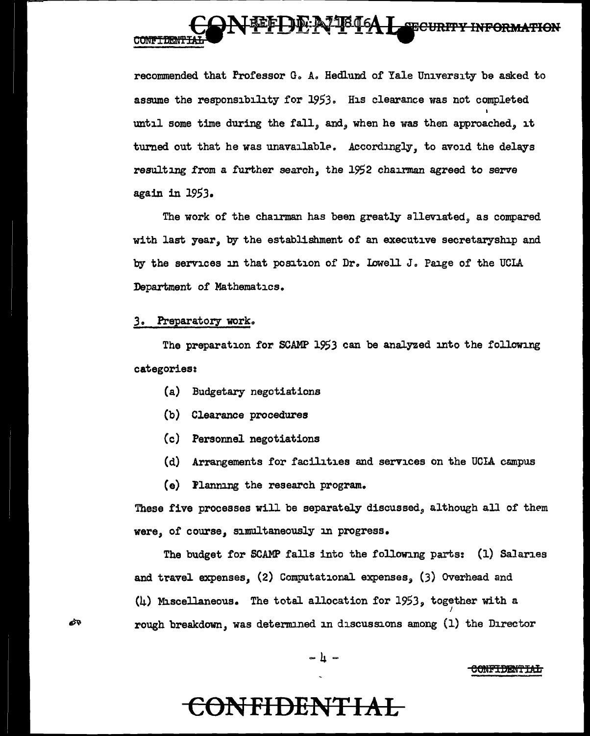recommended that Professor G. A. Hedlund of Yale University be asked to assume the responsibility for 1953. His clearance was not completed until some time during the fall, and, when he was then approached, it turned out that he was unavailable. Accordingly, to avoid the delays resulting from a further search, the 1952 chairman agreed to serve again in 1953.

The work of the chairman has been greatly alleviated, as compared with last year, by the establishment of an executive secretaryship and by the services in that position of Dr. Lowell J. Paige of the UCLA Department of Mathematics.

3. Preparatory work.

The preparation for SCAMP 1953 can be analyzed into the following categories:

(a) Budgetary negotiations

(b) Clearance procedures

(c) Personnel negotiations

(d) Arrangements for facilities and services on the UCLA campus

(e) Planning the research program.

These five processes will be separately discussed, although all of them were, of course, simultaneously in progress.

The budget for SCAMP falls into the following parts: (1) Salaries and travel expenses, (2) Computational expenses, (3) Overhead and (4) Miscellaneous. The total allocation for 1953, together with a rough breakdown, was determined in discussions among (1) the Director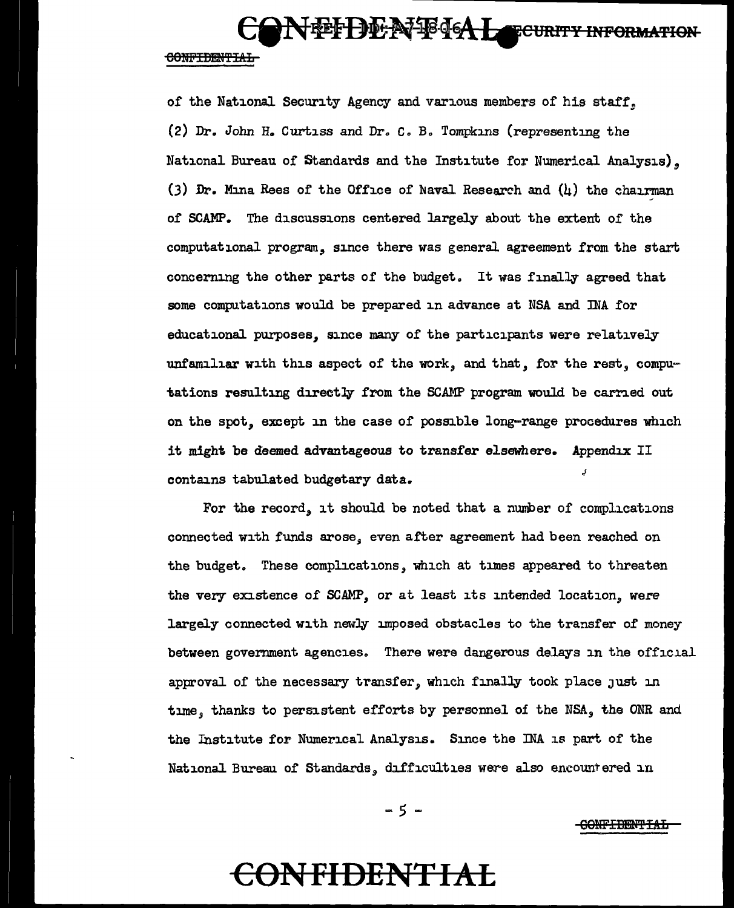of the National Security Agency and various members of his staff, (2) Dr. John H. Curtiss and Dr. C. B. Tompkins (representing the National Bureau of Standards and the Institute for Numerical Analysis), (3) Dr. Mina Rees of the Office of Naval Research and (4) the chairman of SCAMP. The discussions centered largely about the extent of the computational program, since there was general agreement from the start concerning the other parts of the budget. It was finally agreed that some computations would be prepared in advance at NSA and INA for educational purposes, since many of the participants were relatively unfamiliar with this aspect of the work, and that, for the rest, computations resulting directly from the SCAMP program would be carried out on the spot, except in the case of possible long-range procedures which it might be deemed advantageous to transfer elsewhere. Appendix II contains tabulated budgetary data.

For the record, it should be noted that a number of complications connected with funds arose, even after agreement had been reached on the budget. These complications, which at times appeared to threaten the very existence of SCAMP, or at least its intended location, were largely connected with newly imposed obstacles to the transfer of money between government agencies. There were dangerous delays in the official approval of the necessary transfer, which finally took place just in time, thanks to persistent efforts by personnel of the NSA, the ONR and the Institute for Numerical Analysis. Since the INA is part of the National Bureau of Standards, difficulties were also encountered in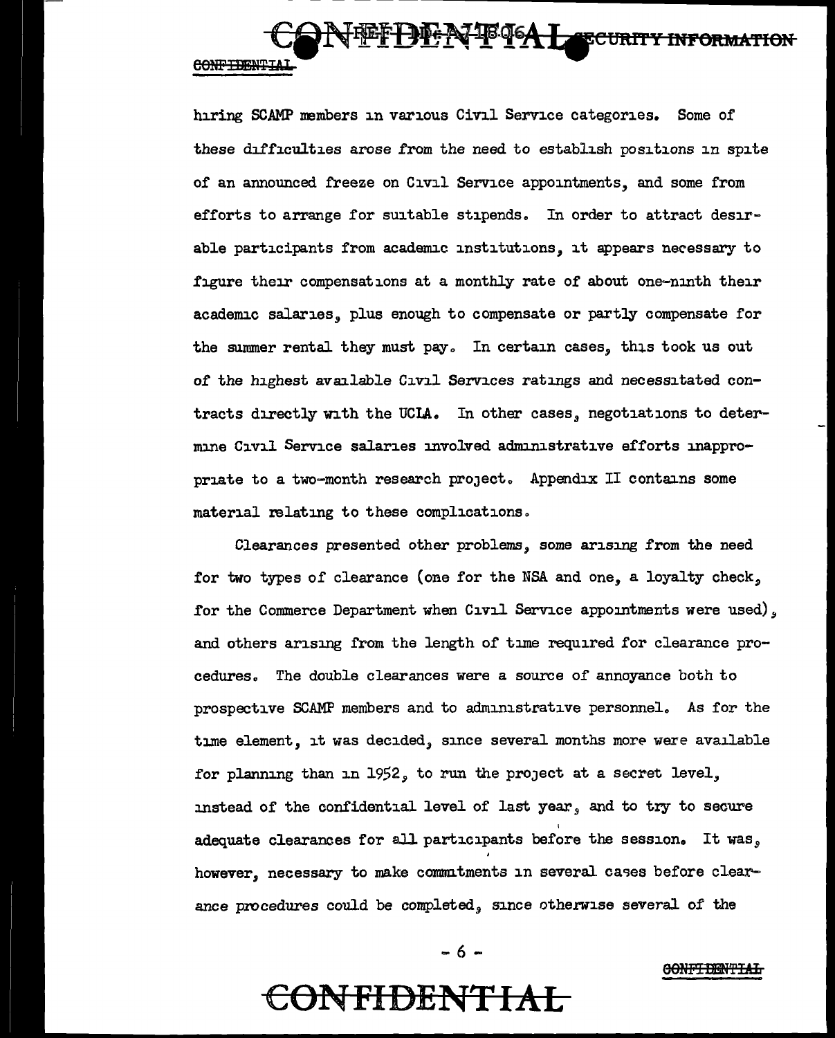hiring SCAMP members in various Civil Service categories. Some of these difficulties arose from the need to establish positions in spite of an announced freeze on Civil Service appointments, and some from efforts to arrange for suitable stipends. In order to attract desirable participants from academic institutions, it appears necessary to figure their compensations at a monthly rate of about one-ninth their academic salaries, plus enough to compensate or partly compensate for the summer rental they must pay. In certain cases, this took us out of the highest available Civil Services ratings and necessitated contracts directly with the UCLA. In other cases, negotiations to determine Civil Service salaries involved administrative efforts inappropriate to a two-month research project. Appendix II contains some material relating to these complications.

Clearances presented other problems, some arising from the need for two types of clearance (one for the NSA and one, a loyalty check, for the Commerce Department when Civil Service appointments were used), and others arising from the length of time required for clearance procedures. The double clearances were a source of annoyance both to prospective SCAMP members and to administrative personnel. As for the time element, it was decided, since several months more were available for planning than in 1952, to run the project at a secret level, instead of the confidential level of last year, and to try to secure adequate clearances for all participants before the session. It was, however, necessary to make commitments in several cases before clearance procedures could be completed, since otherwise several of the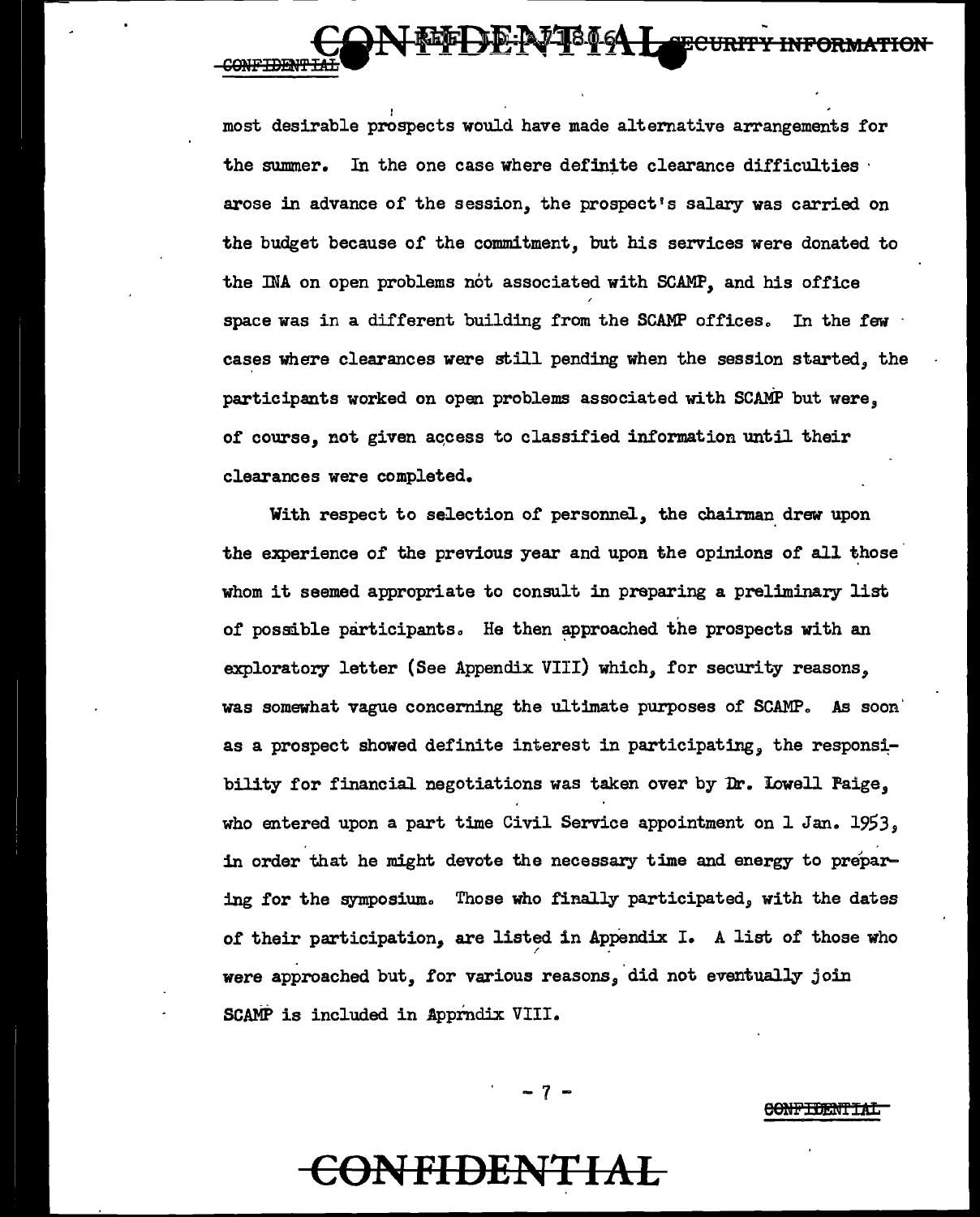most desirable prospects would have made alternative arrangements for the summer. In the one case where definite clearance difficulties arose in advance of the session, the prospect's salary was carried on the budget because of the commitment, but his services were donated to the INA on open problems not associated with SCAMP, and his office space was in a different building from the SCAMP offices. In the few cases where clearances were still pending when the session started, the participants worked on open problems associated with SCAMP but were, of course, not given access to classified information until their clearances were completed.

With respect to selection of personnel, the chairman drew upon the experience of the previous year and upon the opinions of all those whom it seemed appropriate to consult in preparing a preliminary list of possible participants. He then approached the prospects with an exploratory letter (See Appendix VIII) which, for security reasons, was somewhat vague concerning the ultimate purposes of SCAMP. As soon as a prospect showed definite interest in participating, the responsibility for financial negotiations was taken over by Dr. Lowell Paige, who entered upon a part time Civil Service appointment on 1 Jan. 1953, in order that he might devote the necessary time and energy to preparing for the symposium. Those who finally participated, with the dates of their participation, are listed in Appendix I. A list of those who were approached but, for various reasons, did not eventually join SCAMP is included in Apprndix VIII.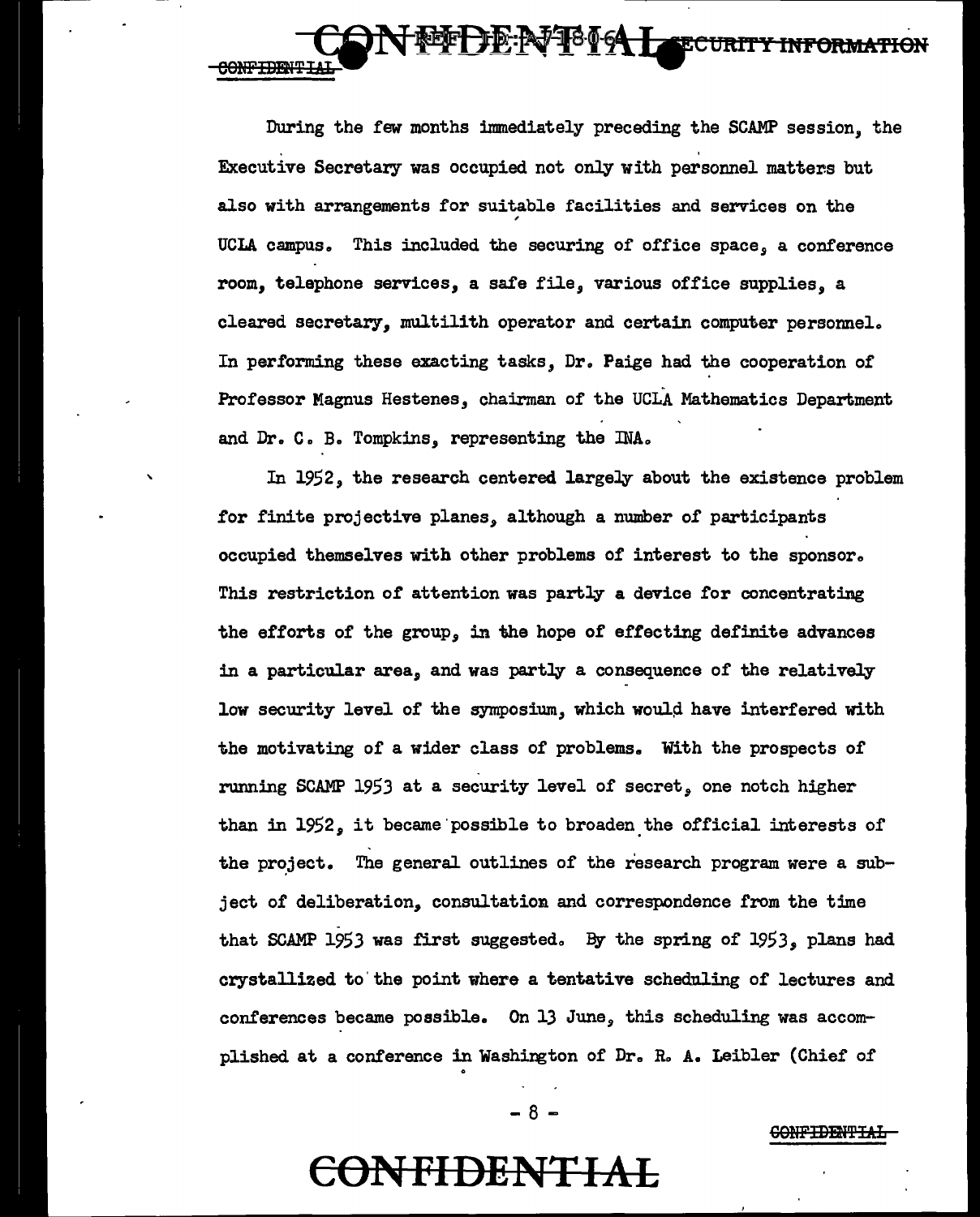During the few months immediately preceding the SCAMP session, the Executive Secretary was occupied not only with personnel matters but also with arrangements for suitable facilities and services on the UCLA campus. This included the securing of office space, a conference room, telephone services, a safe file, various office supplies, a cleared secretary, multilith operator and certain computer personnel. In performing these exacting tasks, Dr. Paige had the cooperation of Professor Magnus Hestenes, chairman of the UCLA Mathematics Department and Dr. C. B. Tompkins, representing the INA.

In 1952, the research centered largely about the existence problem for finite projective planes, although a number of participants occupied themselves with other problems of interest to the sponsor. This restriction of attention was partly a device for concentrating the efforts of the group, in the hope of effecting definite advances in a particular area, and was partly a consequence of the relatively low security level of the symposium, which would have interfered with the motivating of a wider class of problems. With the prospects of running SCAMP 1953 at a security level of secret, one notch higher than in 1952, it became possible to broaden the official interests of the project. The general outlines of the research program were a subject of deliberation, consultation and correspondence from the time that SCAMP 1953 was first suggested. By the spring of 1953, plans had crystallized to the point where a tentative scheduling of lectures and conferences became possible. On 13 June, this scheduling was accomplished at a conference in Washington of Dr. R. A. Leibler (Chief of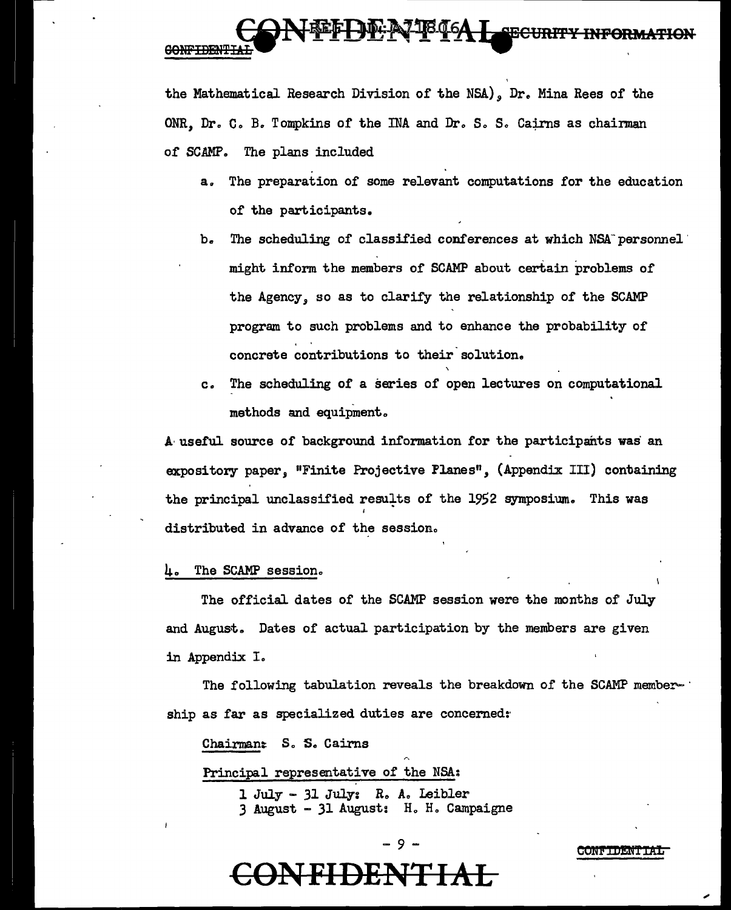the Mathematical Research Division of the NSA), Dr. Mina Rees of the ONR, Dr. C. B. Tompkins of the INA and Dr. S. S. Cairns as chairman of SCAMP. The plans included

a. The preparation of some relevant computations for the education of the participants.

b. The scheduling of classified conferences at which NSA personnel might inform the members of SCAMP about certain problems of the Agency, so as to clarify the relationship of the SCAMP program to such problems and to enhance the probability of concrete contributions to their solution.

c. The scheduling of a series of open lectures on computational methods and equipment.

A useful source of background information for the participants was an expository paper, "Finite Projective Planes", (Appendix III) containing the principal unclassified results of the 1952 symposium. This was distributed in advance of the session.

## 4. The SCAMP session.

The official dates of the SCAMP session were the months of July and August. Dates of actual participation by the members are given in Appendix I.

The following tabulation reveals the breakdown of the SCAMP membership as far as specialized duties are concerned:

Chairman: S. S. Cairns

Principal representative of the NSA:

1 July - 31 July: R. A. Leibler
3 August - 31 August: H. H. Campaigne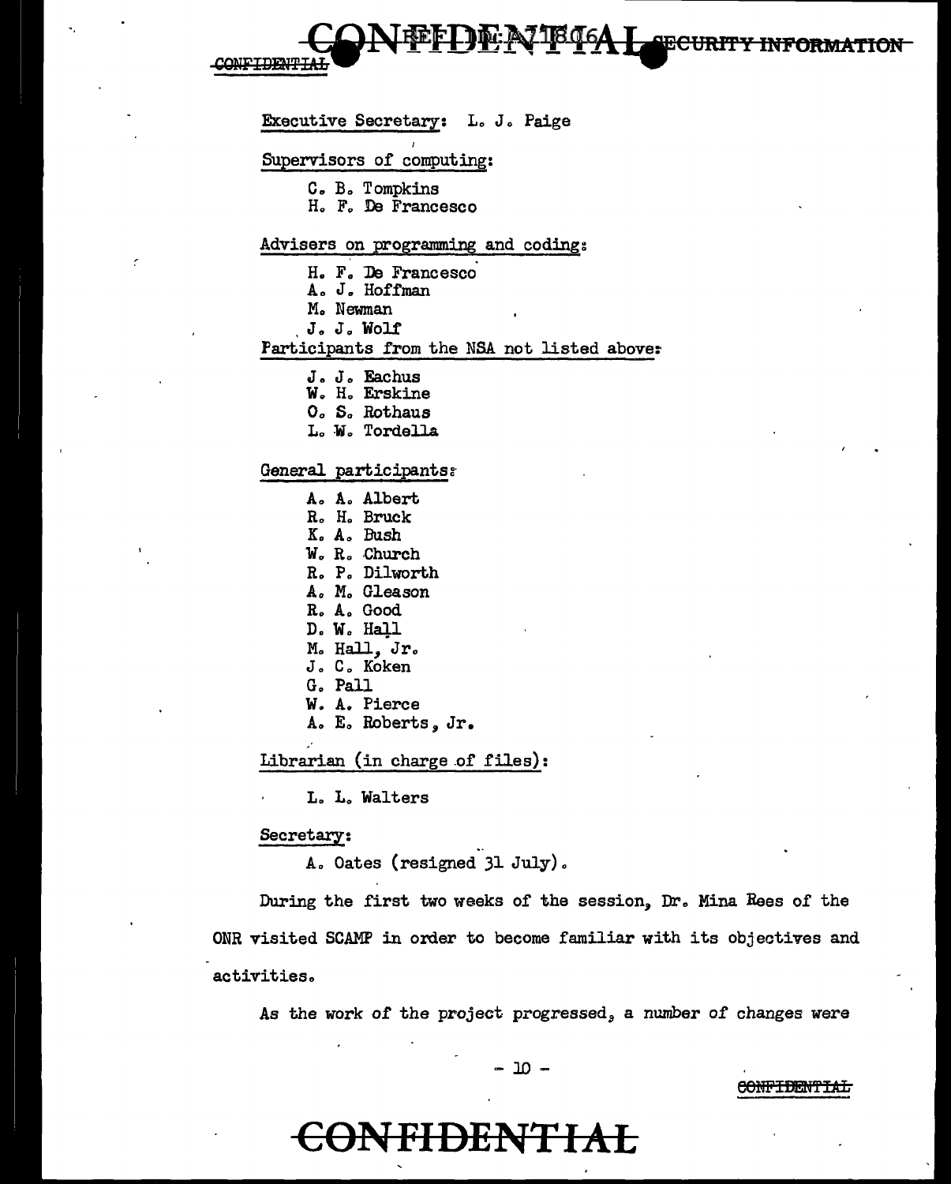Executive Secretary: L. J. Paige

Supervisors of computing:

C. B. Tompkins
H. F. De Francesco

Advisers on programming and coding:

H. F. De Francesco
A. J. Hoffman
M. Newman
J. J. Wolf

Participants from the NSA not listed above:

J. J. Eachus
W. H. Erskine
O. S. Rothaus
L. W. Tordella

General participants:

A. A. Albert
R. H. Bruck
K. A. Bush
W. R. Church
R. P. Dilworth
A. M. Gleason
R. A. Good
D. W. Hall
M. Hall, Jr.
J. C. Koken
G. Pall
W. A. Pierce
A. E. Roberts, Jr.

Librarian (in charge of files):

L. L. Walters

Secretary:

A. Oates (resigned 31 July).

During the first two weeks of the session, Dr. Mina Rees of the ONR visited SCAMP in order to become familiar with its objectives and activities.

As the work of the project progressed, a number of changes were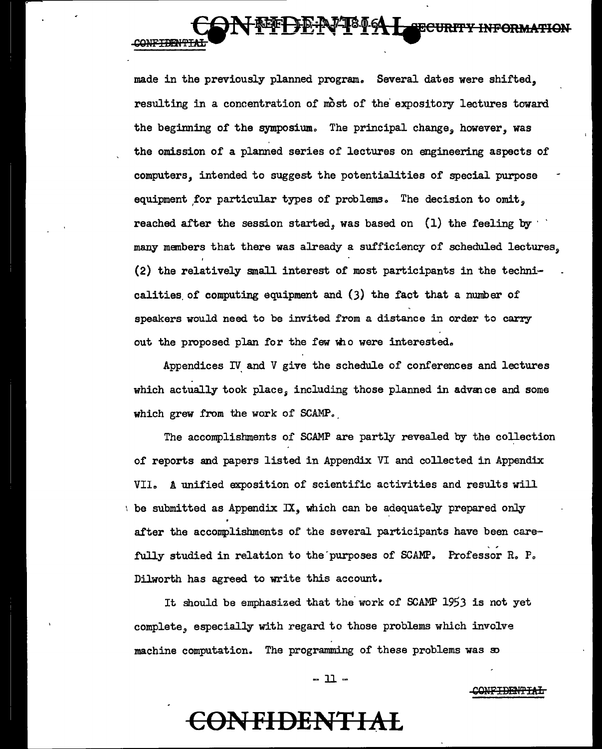made in the previously planned program. Several dates were shifted, resulting in a concentration of most of the expository lectures toward the beginning of the symposium. The principal change, however, was the omission of a planned series of lectures on engineering aspects of computers, intended to suggest the potentialities of special purpose equipment for particular types of problems. The decision to omit, reached after the session started, was based on (1) the feeling by many members that there was already a sufficiency of scheduled lectures, (2) the relatively small interest of most participants in the technicalities of computing equipment and (3) the fact that a number of speakers would need to be invited from a distance in order to carry out the proposed plan for the few who were interested.

Appendices IV and V give the schedule of conferences and lectures which actually took place, including those planned in advance and some which grew from the work of SCAMP.

The accomplishments of SCAMP are partly revealed by the collection of reports and papers listed in Appendix VI and collected in Appendix VII. A unified exposition of scientific activities and results will be submitted as Appendix IX, which can be adequately prepared only after the accomplishments of the several participants have been carefully studied in relation to the purposes of SCAMP. Professor R. P. Dilworth has agreed to write this account.

It should be emphasized that the work of SCAMP 1953 is not yet complete, especially with regard to those problems which involve machine computation. The programming of these problems was so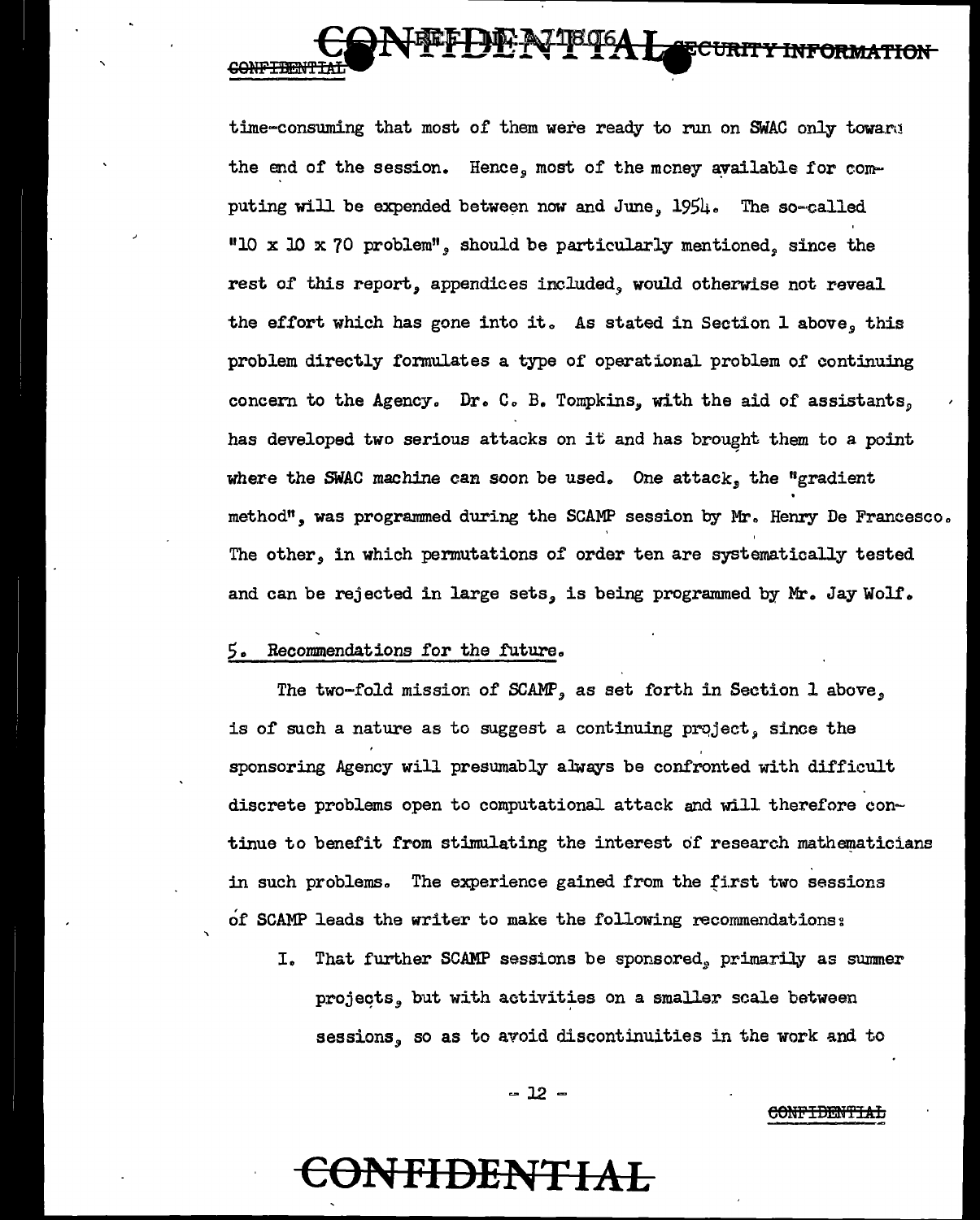time-consuming that most of them were ready to run on SWAC only toward the end of the session. Hence, most of the money available for computing will be expended between now and June, 1954. The so-called "10 x 10 x 70 problem", should be particularly mentioned, since the rest of this report, appendices included, would otherwise not reveal the effort which has gone into it. As stated in Section 1 above, this problem directly formulates a type of operational problem of continuing concern to the Agency. Dr. C. B. Tompkins, with the aid of assistants, has developed two serious attacks on it and has brought them to a point where the SWAC machine can soon be used. One attack, the "gradient method", was programmed during the SCAMP session by Mr. Henry De Francesco. The other, in which permutations of order ten are systematically tested and can be rejected in large sets, is being programmed by Mr. Jay Wolf.

## 5. Recommendations for the future.

The two-fold mission of SCAMP, as set forth in Section 1 above, is of such a nature as to suggest a continuing project, since the sponsoring Agency will presumably always be confronted with difficult discrete problems open to computational attack and will therefore continue to benefit from stimulating the interest of research mathematicians in such problems. The experience gained from the first two sessions of SCAMP leads the writer to make the following recommendations:

I. That further SCAMP sessions be sponsored, primarily as summer projects, but with activities on a smaller scale between sessions, so as to avoid discontinuities in the work and to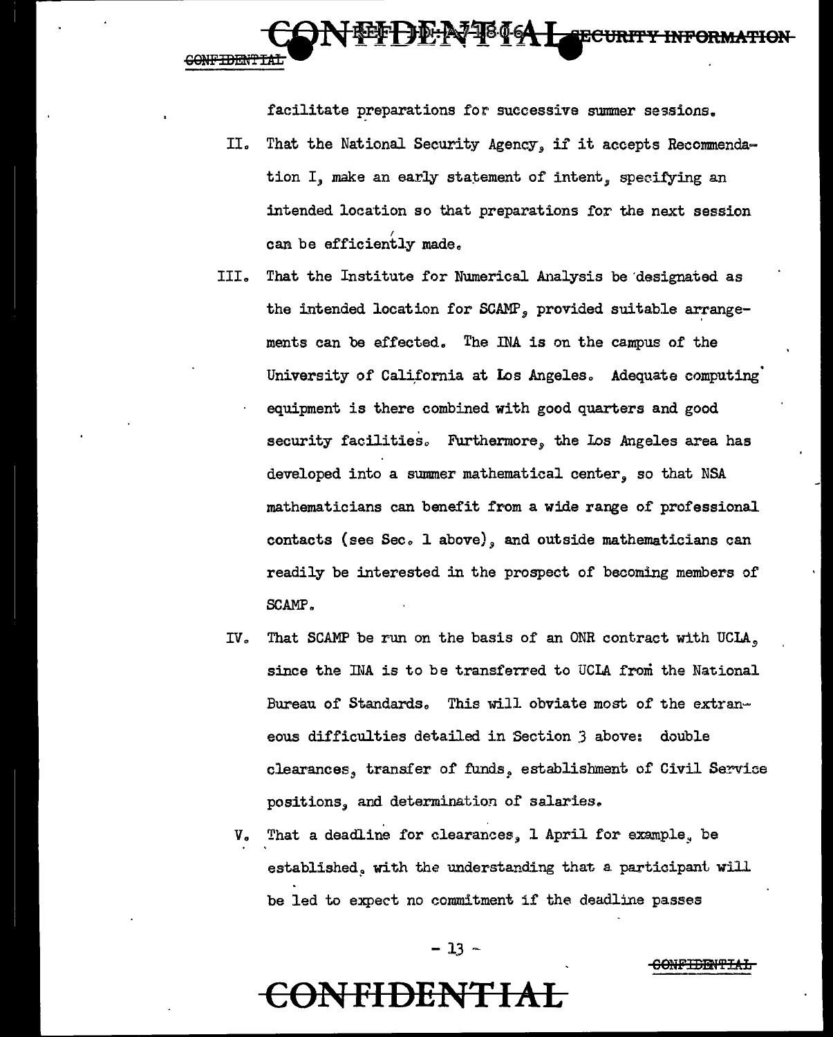facilitate preparations for successive summer sessions.

II. That the National Security Agency, if it accepts Recommendation I, make an early statement of intent, specifying an intended location so that preparations for the next session can be efficiently made.

III. That the Institute for Numerical Analysis be designated as the intended location for SCAMP, provided suitable arrangements can be effected. The INA is on the campus of the University of California at Los Angeles. Adequate computing equipment is there combined with good quarters and good security facilities. Furthermore, the Los Angeles area has developed into a summer mathematical center, so that NSA mathematicians can benefit from a wide range of professional contacts (see Sec. 1 above), and outside mathematicians can readily be interested in the prospect of becoming members of SCAMP.

IV. That SCAMP be run on the basis of an ONR contract with UCLA, since the INA is to be transferred to UCLA from the National Bureau of Standards. This will obviate most of the extraneous difficulties detailed in Section 3 above: double clearances, transfer of funds, establishment of Civil Service positions, and determination of salaries.

V. That a deadline for clearances, 1 April for example, be established, with the understanding that a participant will be led to expect no commitment if the deadline passes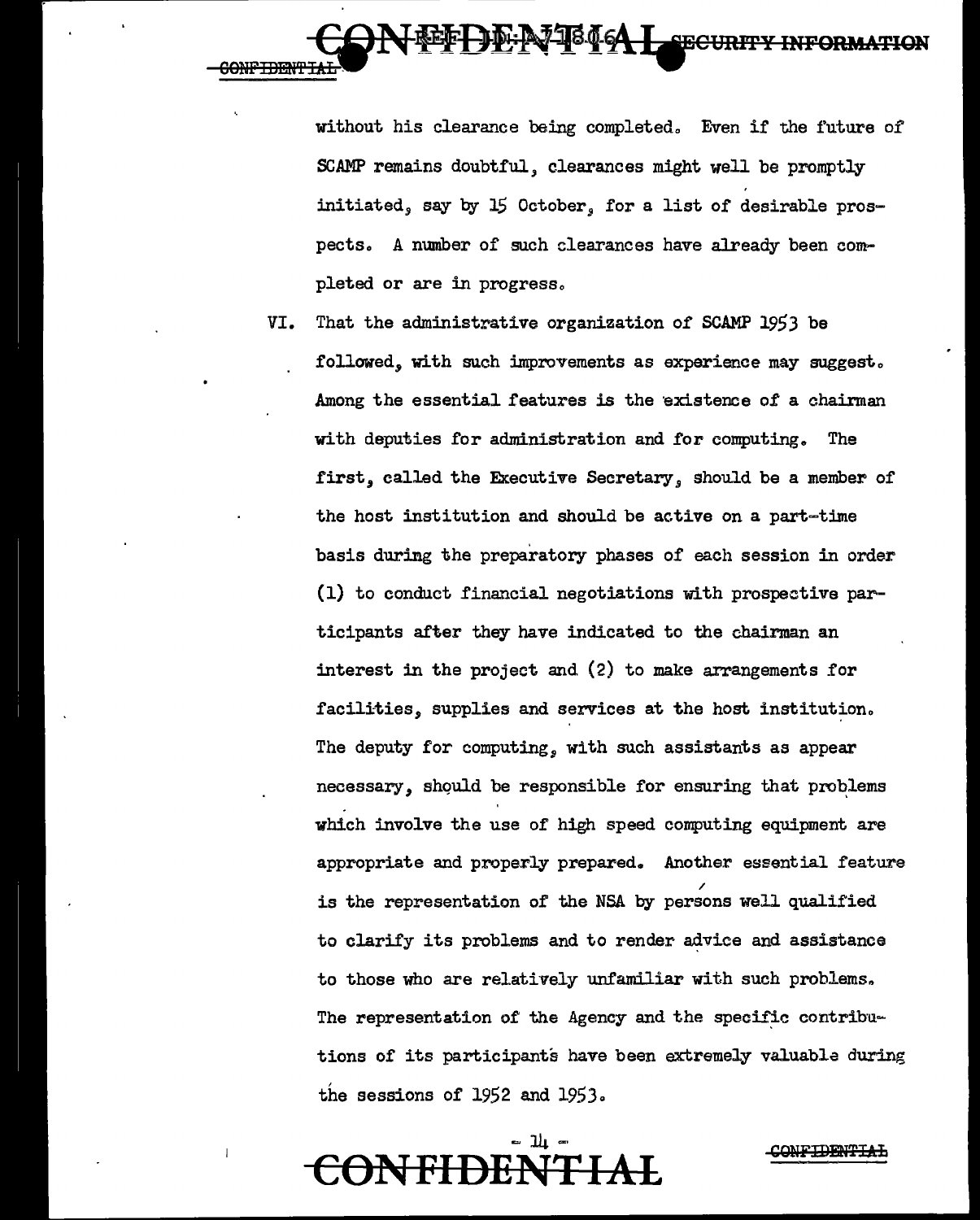without his clearance being completed. Even if the future of SCAMP remains doubtful, clearances might well be promptly initiated, say by 15 October, for a list of desirable prospects. A number of such clearances have already been completed or are in progress.

VI. That the administrative organization of SCAMP 1953 be followed, with such improvements as experience may suggest. Among the essential features is the existence of a chairman with deputies for administration and for computing. The first, called the Executive Secretary, should be a member of the host institution and should be active on a part-time basis during the preparatory phases of each session in order (1) to conduct financial negotiations with prospective participants after they have indicated to the chairman an interest in the project and (2) to make arrangements for facilities, supplies and services at the host institution. The deputy for computing, with such assistants as appear necessary, should be responsible for ensuring that problems which involve the use of high speed computing equipment are appropriate and properly prepared. Another essential feature is the representation of the NSA by persons well qualified to clarify its problems and to render advice and assistance to those who are relatively unfamiliar with such problems. The representation of the Agency and the specific contributions of its participants have been extremely valuable during the sessions of 1952 and 1953.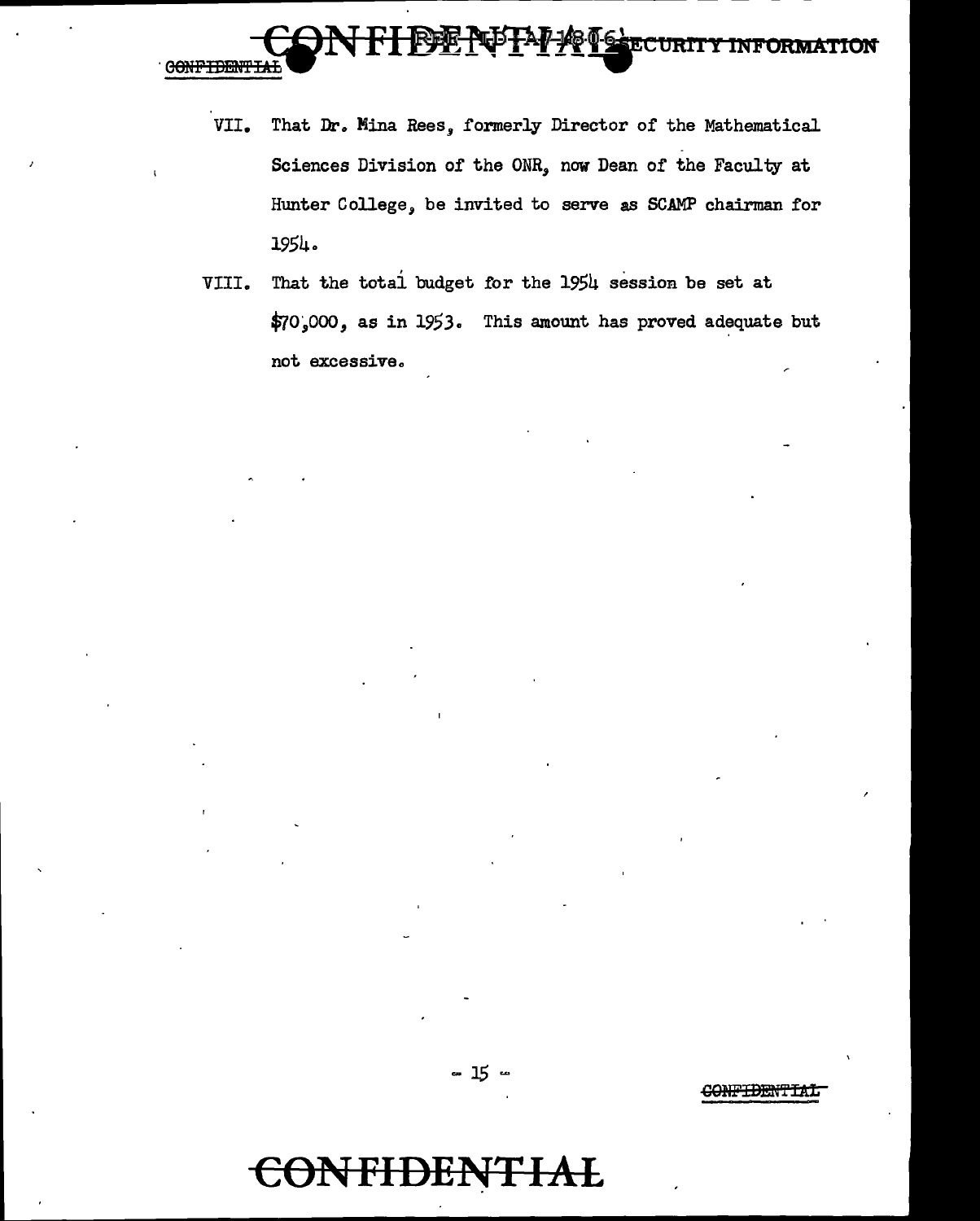VII. That Dr. Mina Rees, formerly Director of the Mathematical Sciences Division of the ONR, now Dean of the Faculty at Hunter College, be invited to serve as SCAMP chairman for 1954.

VIII. That the total budget for the 1954 session be set at $70,000, as in 1953. This amount has proved adequate but not excessive.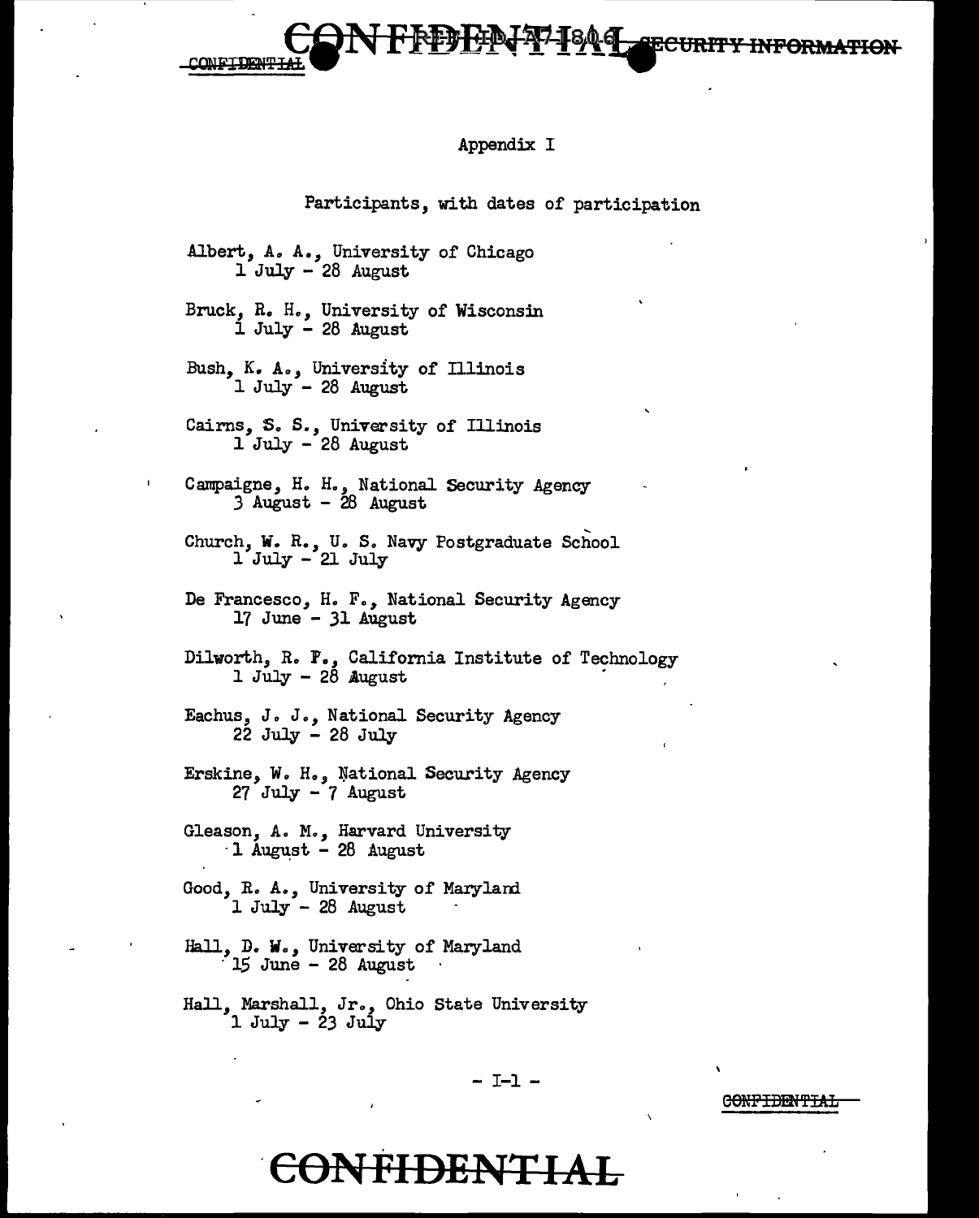## Appendix I

Participants, with dates of participation

Albert, A. A., University of Chicago
1 July - 28 August

Bruck, R. H., University of Wisconsin
1 July - 28 August

Bush, K. A., University of Illinois
1 July - 28 August

Cairns, S. S., University of Illinois
1 July - 28 August

Campaigne, H. H., National Security Agency
3 August - 28 August

Church, W. R., U. S. Navy Postgraduate School
1 July - 21 July

De Francesco, H. F., National Security Agency
17 June - 31 August

Dilworth, R. P., California Institute of Technology
1 July - 28 August

Eachus, J. J., National Security Agency
22 July - 28 July

Erskine, W. H., National Security Agency
27 July - 7 August

Gleason, A. M., Harvard University
1 August - 28 August

Good, R. A., University of Maryland
1 July - 28 August

Hall, D. W., University of Maryland
15 June - 28 August

Hall, Marshall, Jr., Ohio State University
1 July - 23 July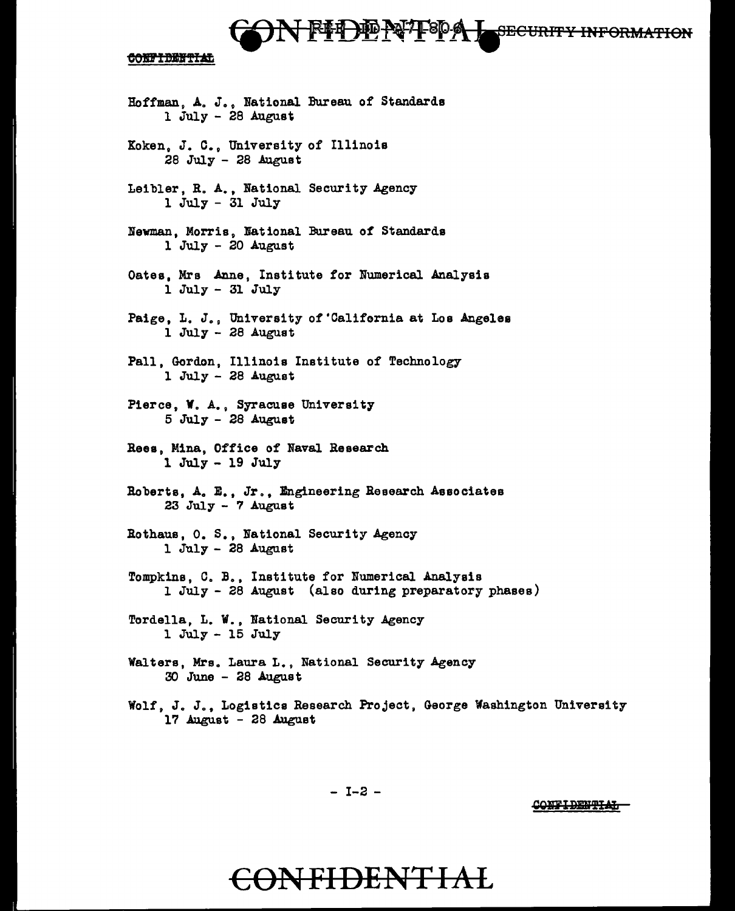Hoffman, A. J., National Bureau of Standards
1 July - 28 August

Koken, J. C., University of Illinois
28 July - 28 August

Leibler, R. A., National Security Agency
1 July - 31 July

Newman, Morris, National Bureau of Standards
1 July - 20 August

Oates, Mrs Anne, Institute for Numerical Analysis
1 July - 31 July

Paige, L. J., University of California at Los Angeles
1 July - 28 August

Pall, Gordon, Illinois Institute of Technology
1 July - 28 August

Pierce, W. A., Syracuse University
5 July - 28 August

Rees, Mina, Office of Naval Research
1 July - 19 July

Roberts, A. E., Jr., Engineering Research Associates
23 July - 7 August

Rothaus, O. S., National Security Agency
1 July - 28 August

Tompkins, C. B., Institute for Numerical Analysis
1 July - 28 August (also during preparatory phases)

Tordella, L. W., National Security Agency
1 July - 15 July

Walters, Mrs. Laura L., National Security Agency
30 June - 28 August

Wolf, J. J., Logistics Research Project, George Washington University
17 August - 28 August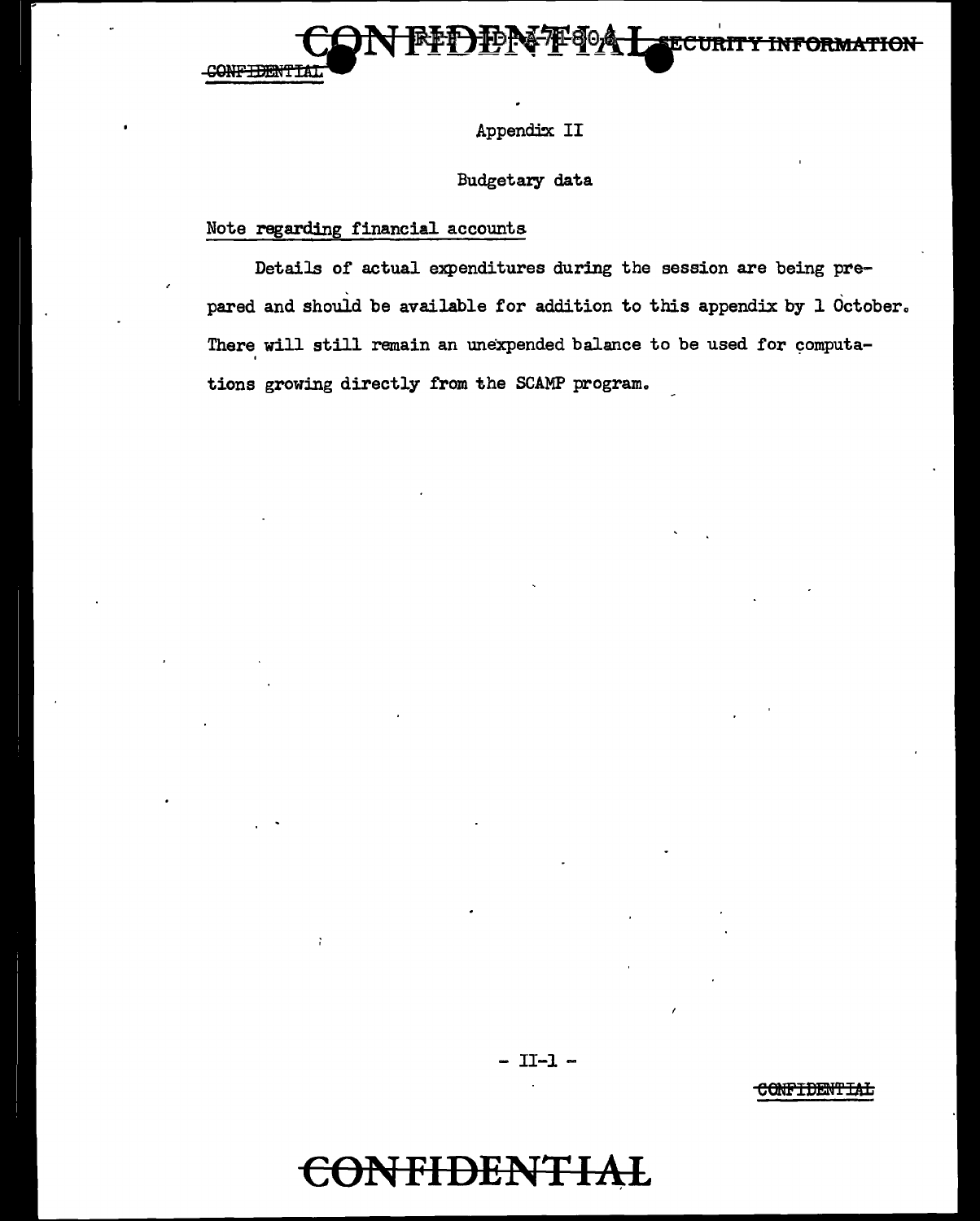# Appendix II

## Budgetary data

Note regarding financial accounts

Details of actual expenditures during the session are being prepared and should be available for addition to this appendix by 1 October. There will still remain an unexpended balance to be used for computations growing directly from the SCAMP program.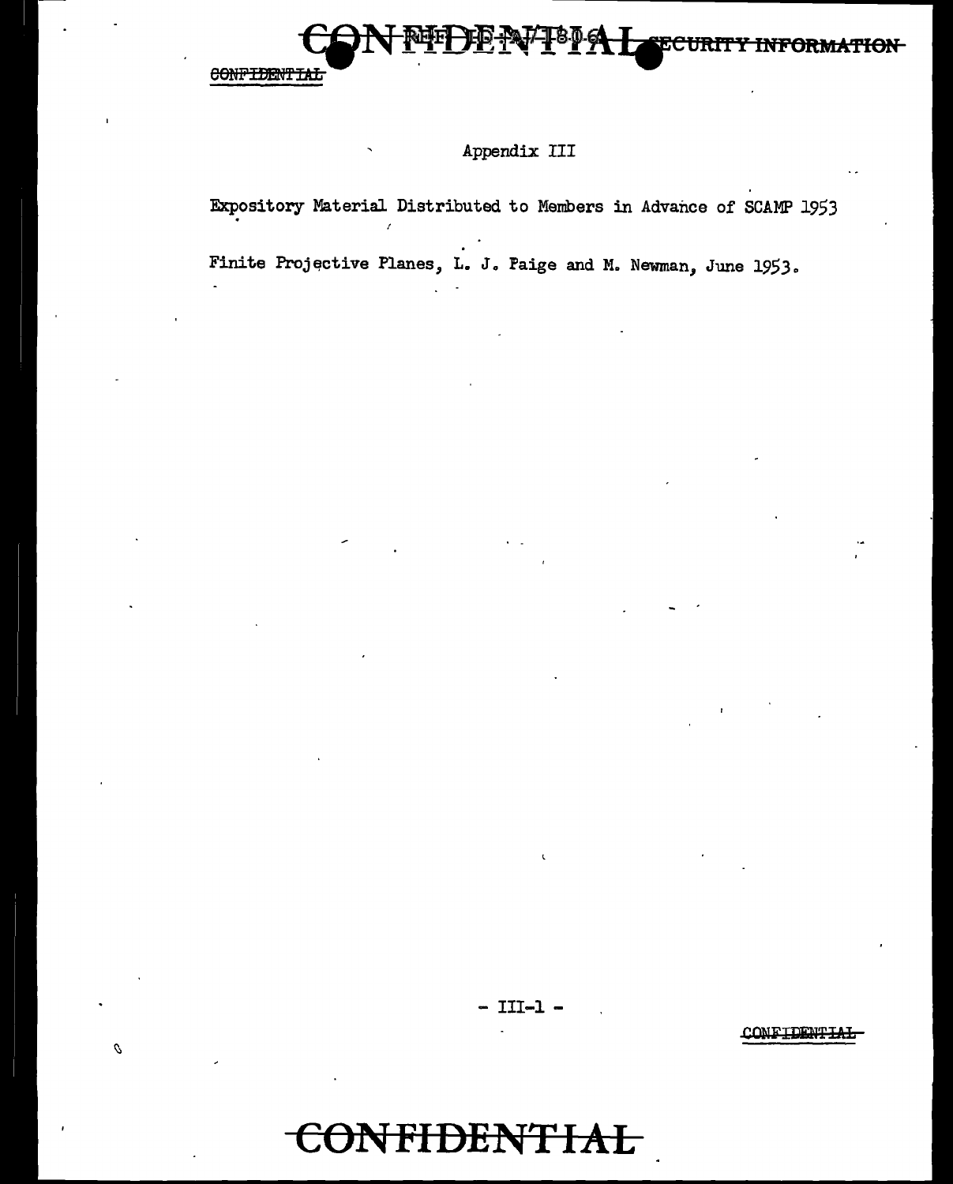# Appendix III

Expository Material Distributed to Members in Advance of SCAMP 1953

Finite Projective Planes, L. J. Paige and M. Newman, June 1953.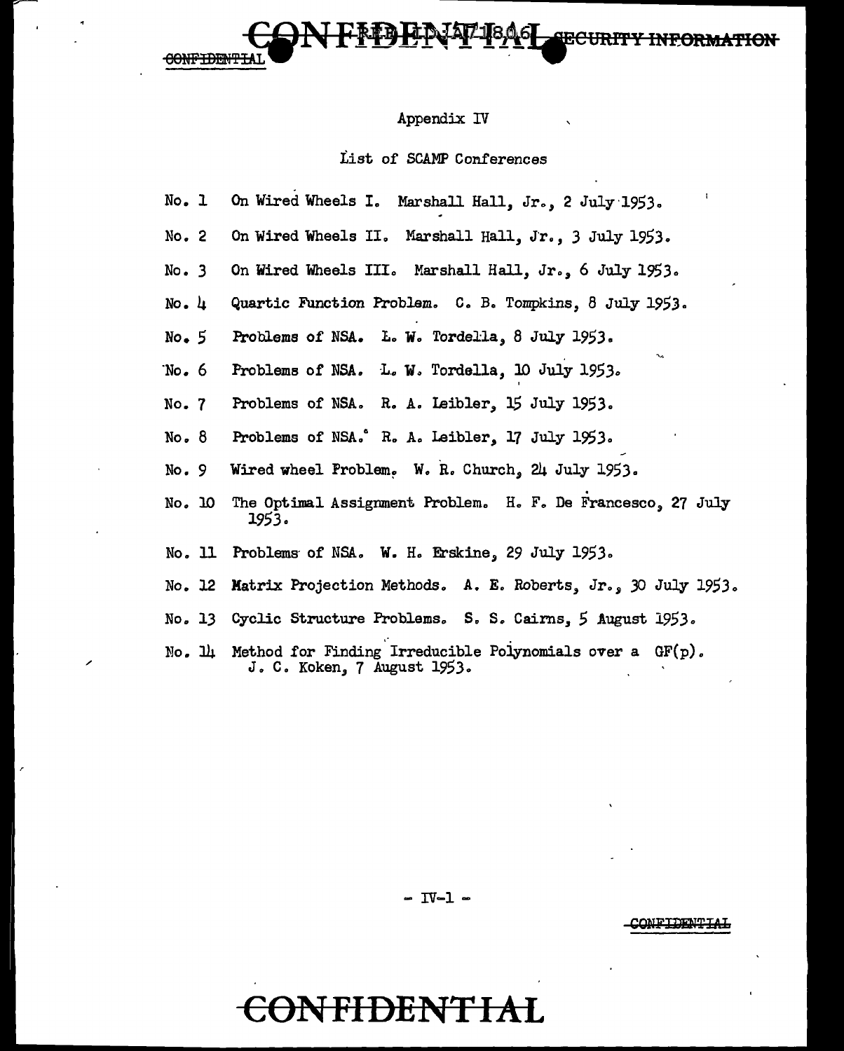## Appendix IV

### List of SCAMP Conferences

No. 1 On Wired Wheels I. Marshall Hall, Jr., 2 July 1953.

No. 2 On Wired Wheels II. Marshall Hall, Jr., 3 July 1953.

No. 3 On Wired Wheels III. Marshall Hall, Jr., 6 July 1953.

No. 4 Quartic Function Problem. C. B. Tompkins, 8 July 1953.

No. 5 Problems of NSA. L. W. Tordella, 8 July 1953.

No. 6 Problems of NSA. L. W. Tordella, 10 July 1953.

No. 7 Problems of NSA. R. A. Leibler, 15 July 1953.

No. 8 Problems of NSA. R. A. Leibler, 17 July 1953.

No. 9 Wired wheel Problem. W. R. Church, 24 July 1953.

No. 10 The Optimal Assignment Problem. H. F. De Francesco, 27 July 1953.

No. 11 Problems of NSA. W. H. Erskine, 29 July 1953.

No. 12 Matrix Projection Methods. A. E. Roberts, Jr., 30 July 1953.

No. 13 Cyclic Structure Problems. S. S. Cairns, 5 August 1953.

No. 14 Method for Finding Irreducible Polynomials over a $GF(p)$. J. C. Koken, 7 August 1953.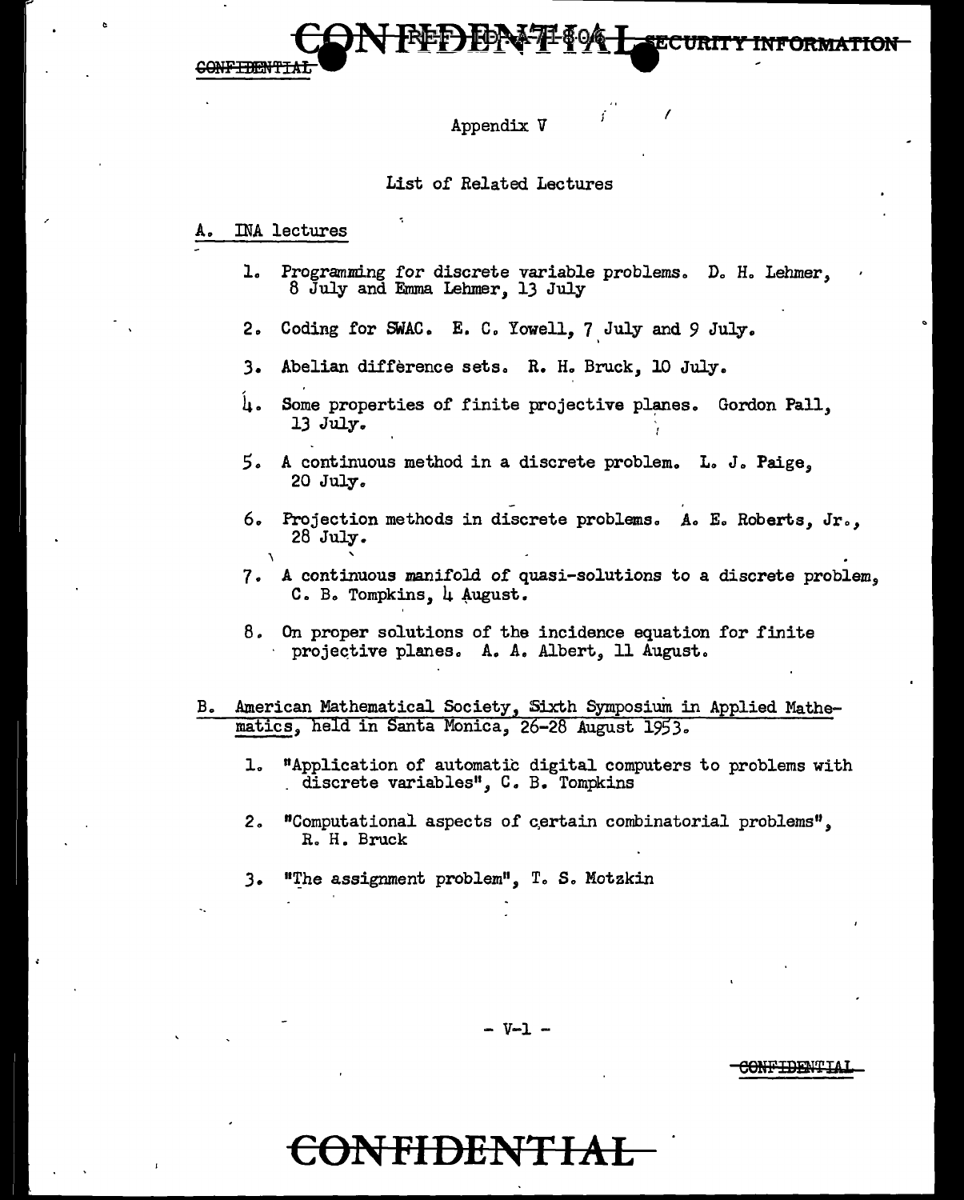## Appendix V

### List of Related Lectures

A. INA lectures

1. Programming for discrete variable problems. D. H. Lehmer, 8 July and Emma Lehmer, 13 July
2. Coding for SWAC. E. C. Yowell, 7 July and 9 July.
3. Abelian difference sets. R. H. Bruck, 10 July.
4. Some properties of finite projective planes. Gordon Pall, 13 July.
5. A continuous method in a discrete problem. L. J. Paige, 20 July.
6. Projection methods in discrete problems. A. E. Roberts, Jr., 28 July.
7. A continuous manifold of quasi-solutions to a discrete problem, C. B. Tompkins, 4 August.
8. On proper solutions of the incidence equation for finite projective planes. A. A. Albert, 11 August.

B. American Mathematical Society, Sixth Symposium in Applied Mathematics, held in Santa Monica, 26-28 August 1953.

1. "Application of automatic digital computers to problems with discrete variables", C. B. Tompkins
2. "Computational aspects of certain combinatorial problems", R. H. Bruck
3. "The assignment problem", T. S. Motzkin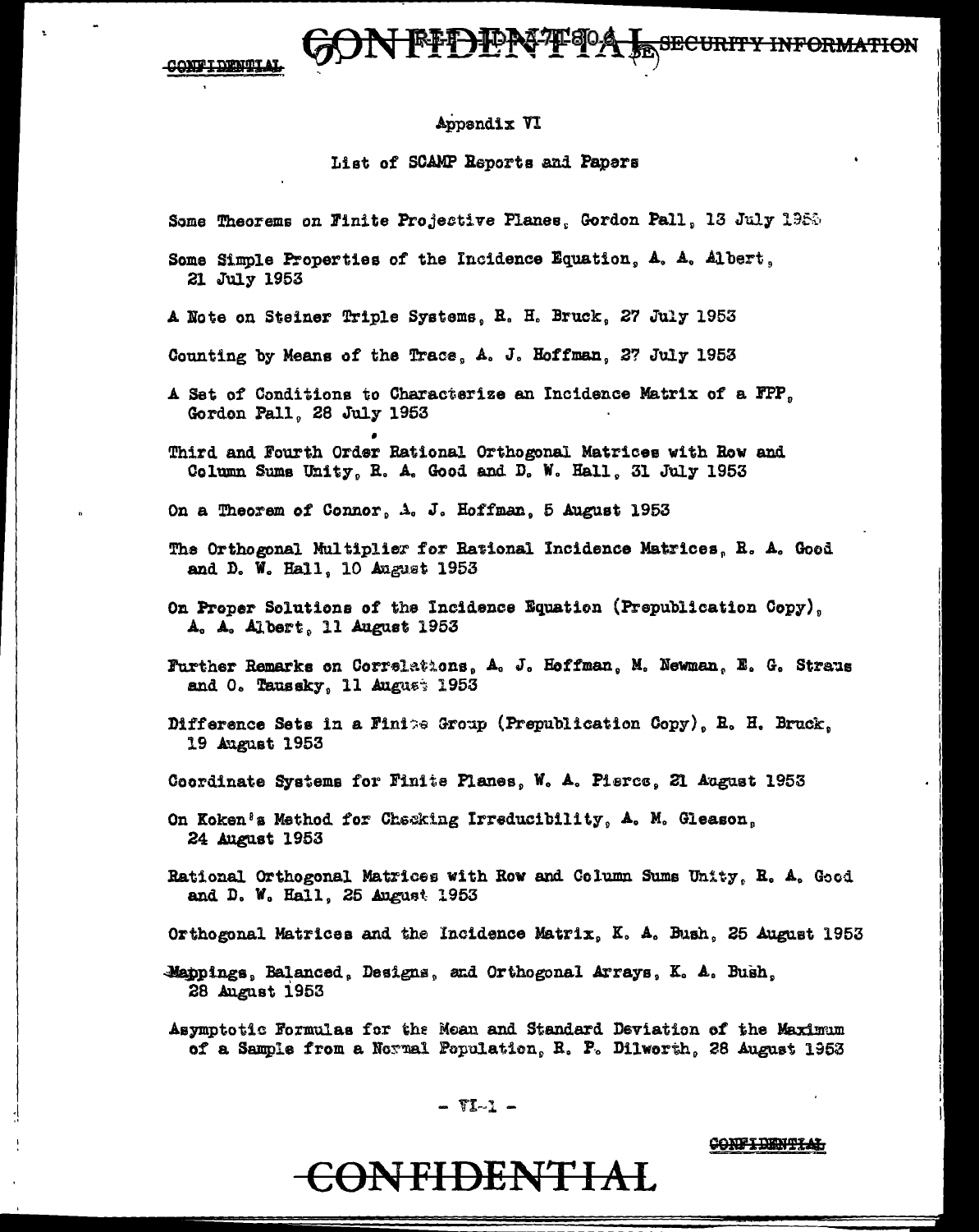## Appendix VI

### List of SCAMP Reports and Papers

Some Theorems on Finite Projective Planes, Gordon Pall, 13 July 1953

Some Simple Properties of the Incidence Equation, A. A. Albert, 21 July 1953

A Note on Steiner Triple Systems, R. H. Bruck, 27 July 1953

Counting by Means of the Trace, A. J. Hoffman, 27 July 1953

A Set of Conditions to Characterize an Incidence Matrix of a FPP, Gordon Pall, 28 July 1953

Third and Fourth Order Rational Orthogonal Matrices with Row and Column Sums Unity, R. A. Good and D. W. Hall, 31 July 1953

On a Theorem of Connor, A. J. Hoffman, 5 August 1953

The Orthogonal Multiplier for Rational Incidence Matrices, R. A. Good and D. W. Hall, 10 August 1953

On Proper Solutions of the Incidence Equation (Prepublication Copy), A. A. Albert, 11 August 1953

Further Remarks on Correlations, A. J. Hoffman, M. Newman, E. G. Straus and O. Taussky, 11 August 1953

Difference Sets in a Finite Group (Prepublication Copy), R. H. Bruck, 19 August 1953

Coordinate Systems for Finite Planes, W. A. Pierce, 21 August 1953

On Koken's Method for Checking Irreducibility, A. M. Gleason, 24 August 1953

Rational Orthogonal Matrices with Row and Column Sums Unity, R. A. Good and D. W. Hall, 25 August 1953

Orthogonal Matrices and the Incidence Matrix, K. A. Bush, 25 August 1953

Mappings, Balanced, Designs, and Orthogonal Arrays, K. A. Bush, 28 August 1953

Asymptotic Formulas for the Mean and Standard Deviation of the Maximum of a Sample from a Normal Population, R. P. Dilworth, 28 August 1953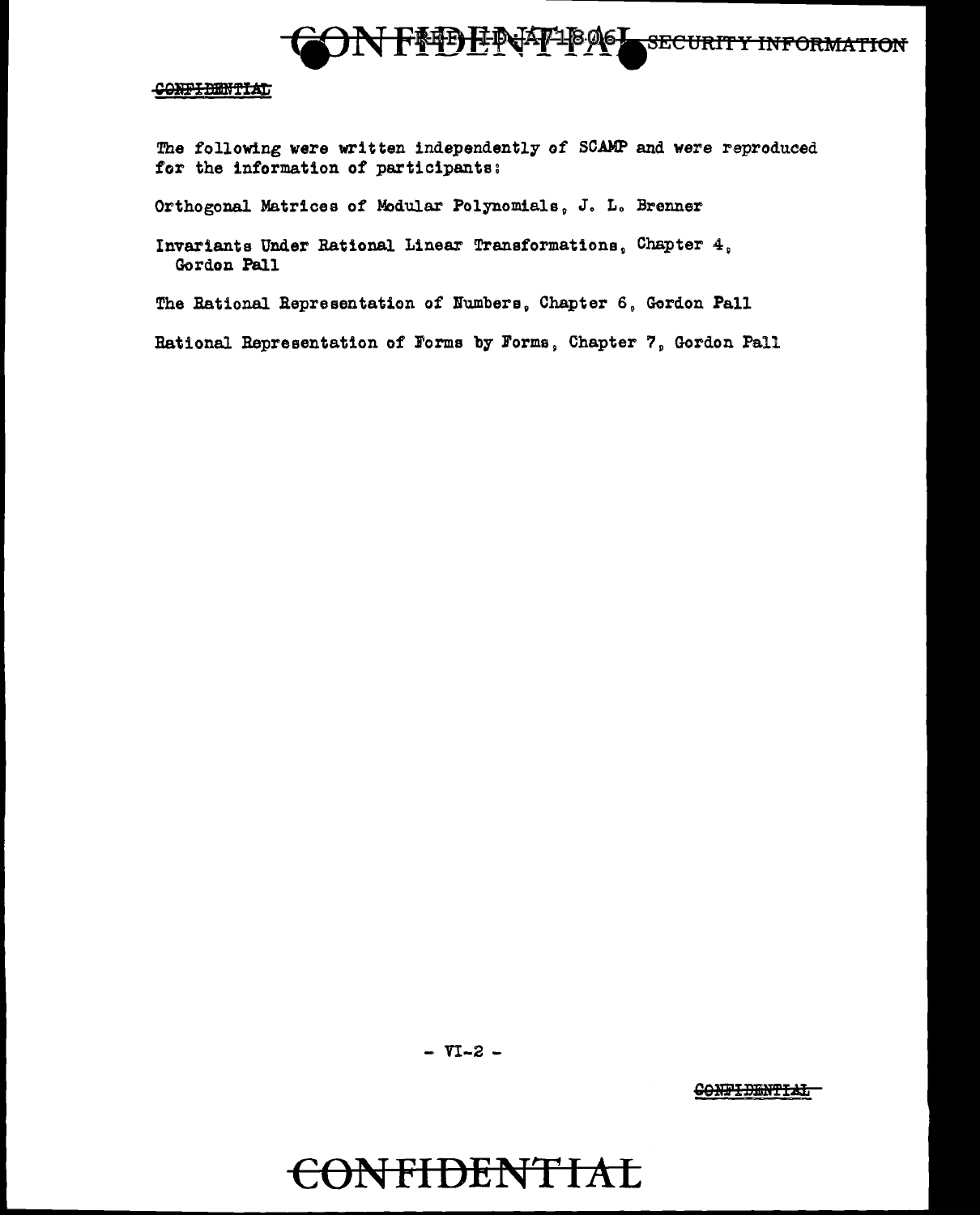The following were written independently of SCAMP and were reproduced for the information of participants:

Orthogonal Matrices of Modular Polynomials, J. L. Brenner

Invariants Under Rational Linear Transformations, Chapter 4, Gordon Pall

The Rational Representation of Numbers, Chapter 6, Gordon Pall

Rational Representation of Forms by Forms, Chapter 7, Gordon Pall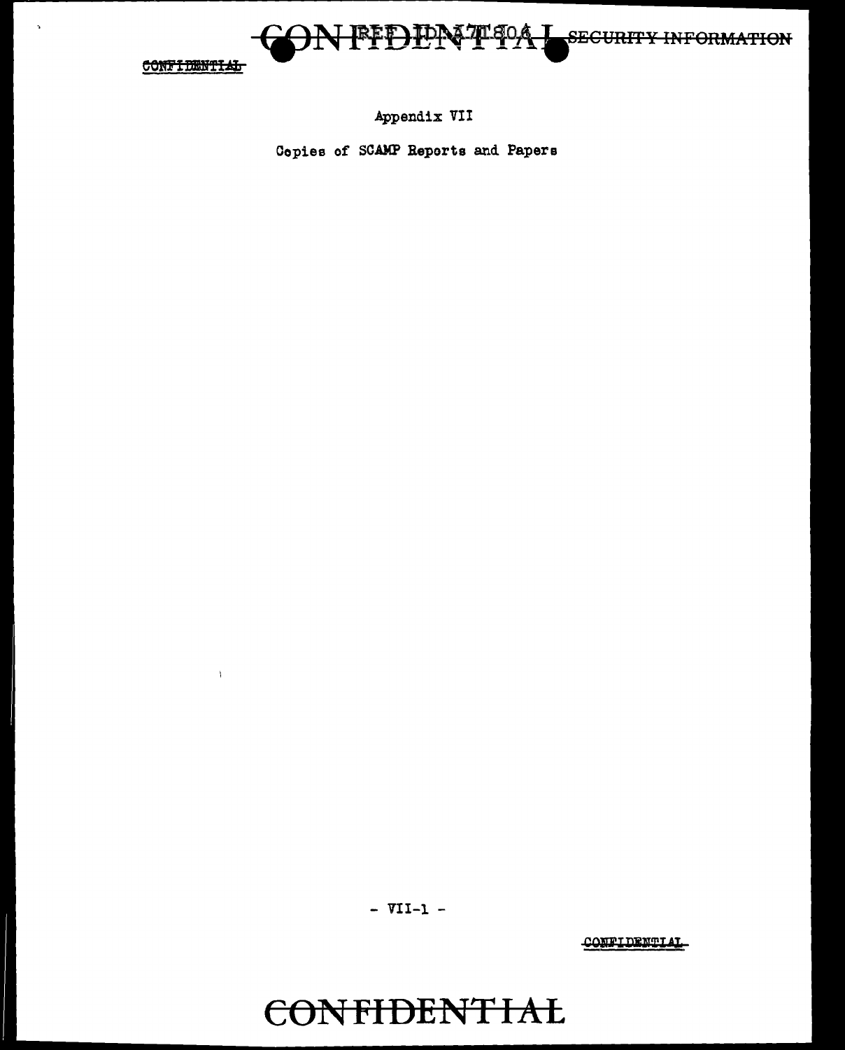Appendix VII

Copies of SCAMP Reports and Papers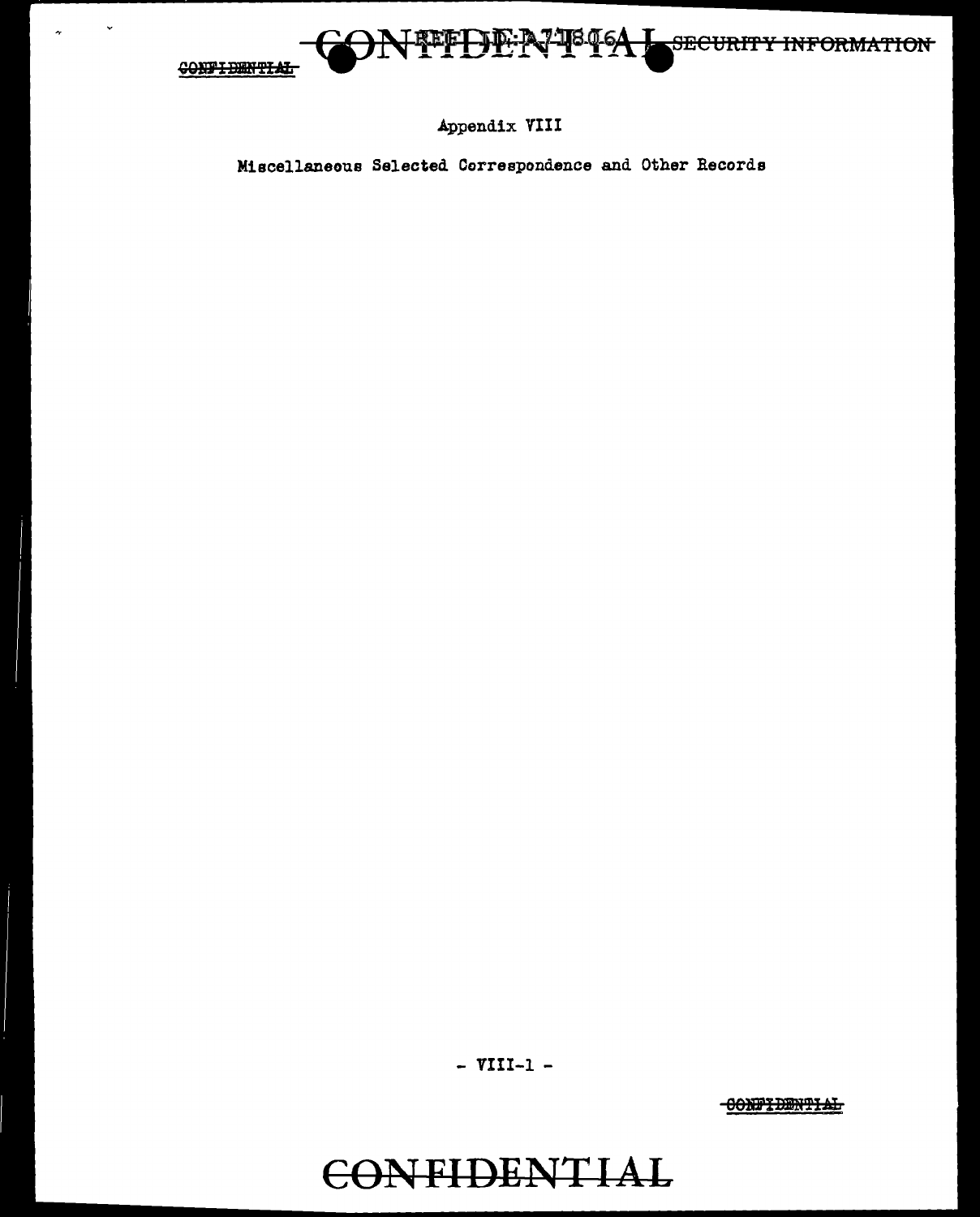# Appendix VIII

## Miscellaneous Selected Correspondence and Other Records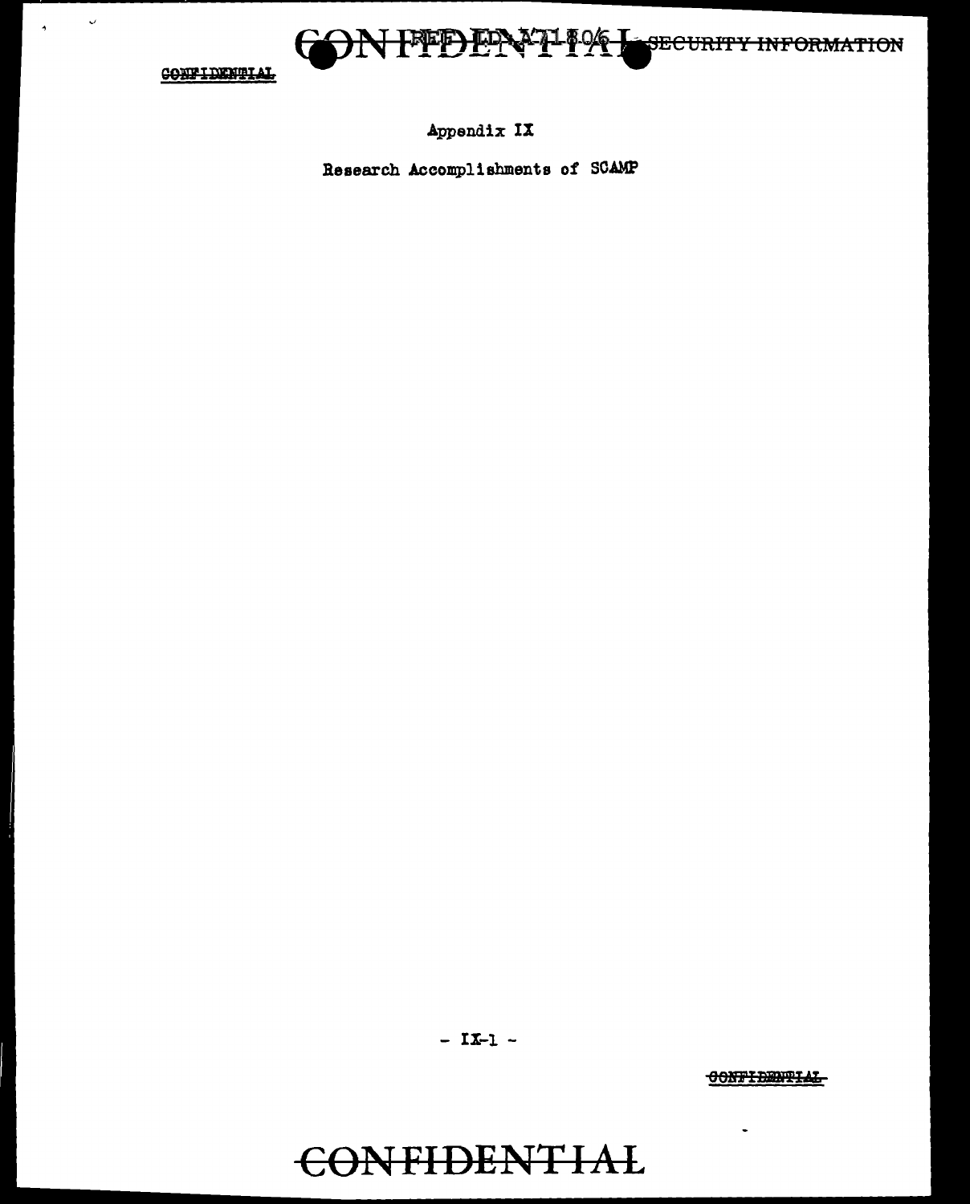# Appendix IX

## Research Accomplishments of SCAMP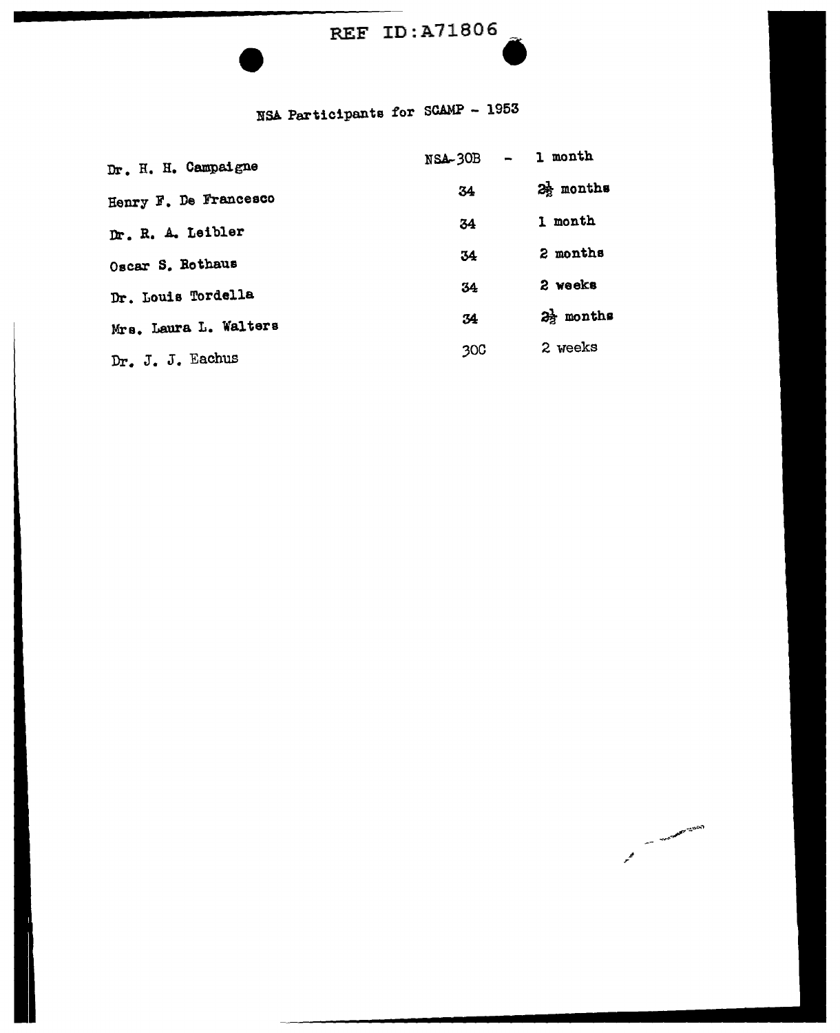REF ID:A71806

## NSA Participants for SCAMP - 1953

| | | |
|---|---|---|
| Dr. H. H. Campaigne | NSA-30B - | 1 month |
| Henry F. De Francesco | 34 | $2\frac{1}{2}$ months |
| Dr. R. A. Leibler | 34 | 1 month |
| Oscar S. Rothaus | 34 | 2 months |
| Dr. Louis Tordella | 34 | 2 weeks |
| Mrs. Laura L. Walters | 34 | $2\frac{1}{2}$ months |
| Dr. J. J. Eachus | 30C | 2 weeks |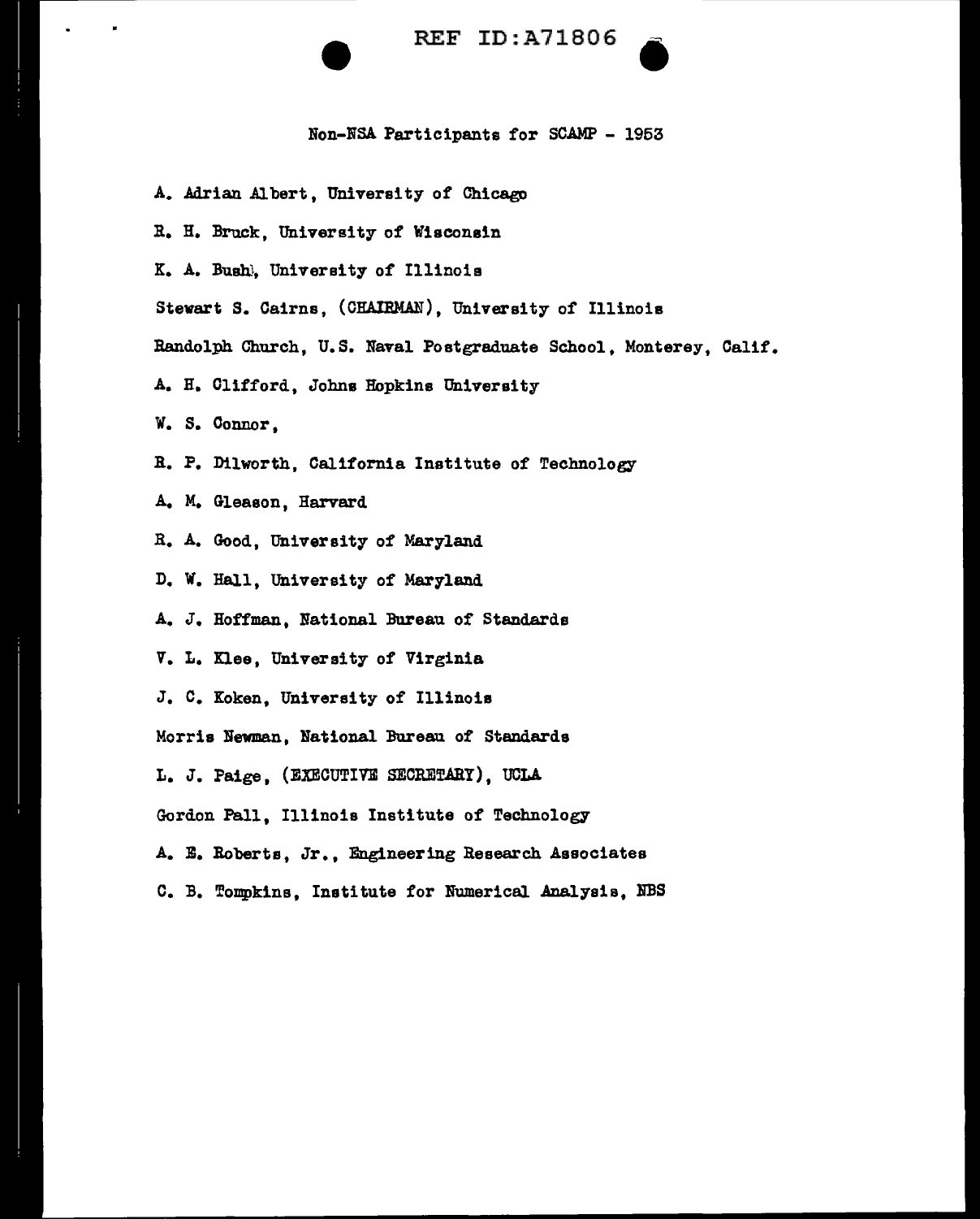Non-NSA Participants for SCAMP - 1953

A. Adrian Albert, University of Chicago

R. H. Bruck, University of Wisconsin

K. A. Bush, University of Illinois

Stewart S. Cairns, (CHAIRMAN), University of Illinois

Randolph Church, U.S. Naval Postgraduate School, Monterey, Calif.

A. H. Clifford, Johns Hopkins University

W. S. Connor,

R. P. Dilworth, California Institute of Technology

A. M. Gleason, Harvard

R. A. Good, University of Maryland

D. W. Hall, University of Maryland

A. J. Hoffman, National Bureau of Standards

V. L. Klee, University of Virginia

J. C. Koken, University of Illinois

Morris Newman, National Bureau of Standards

L. J. Paige, (EXECUTIVE SECRETARY), UCLA

Gordon Pall, Illinois Institute of Technology

A. E. Roberts, Jr., Engineering Research Associates

C. B. Tompkins, Institute for Numerical Analysis, NBS